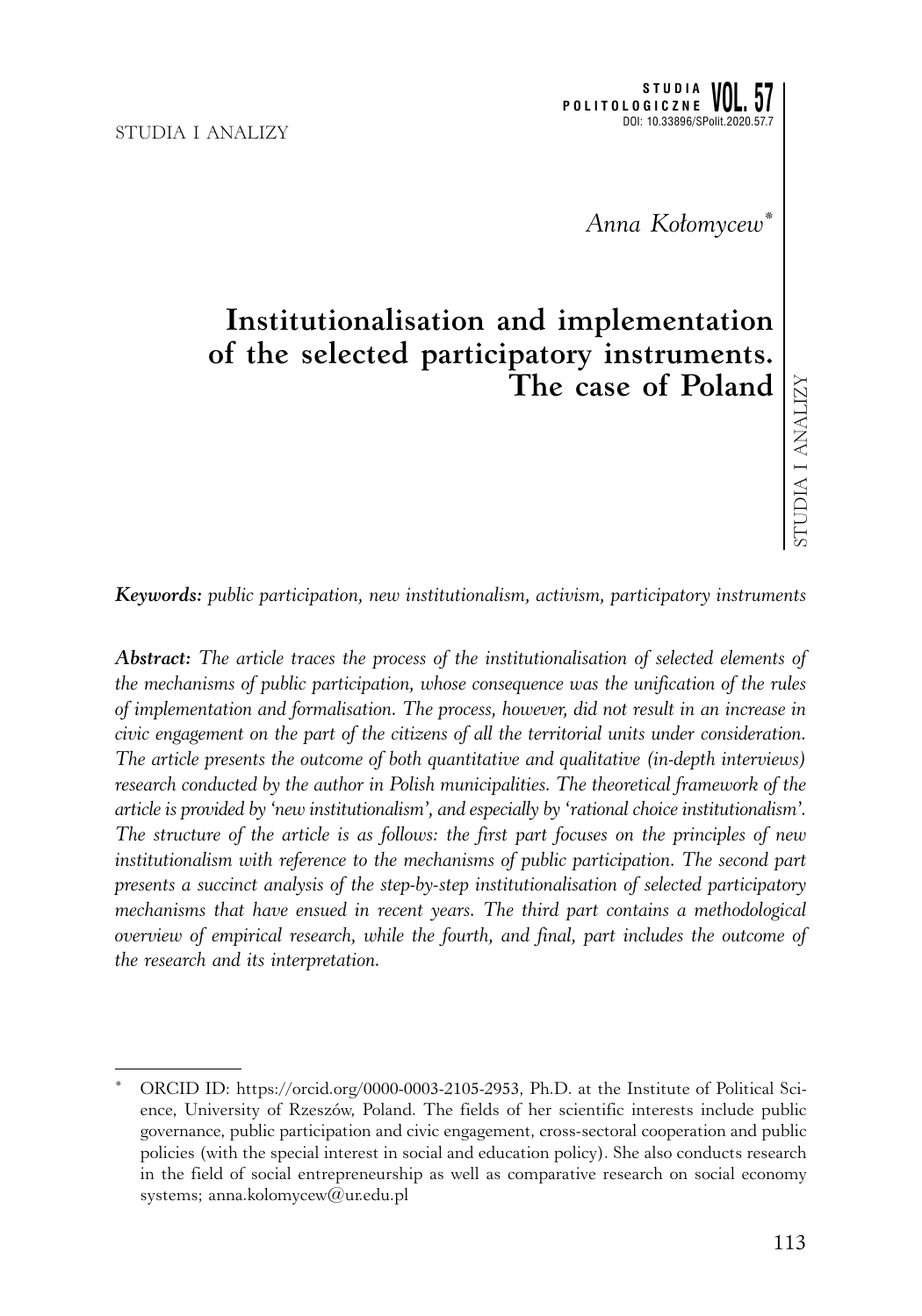*Anna Kołomycew*[*]

# Institutionalisation and implementation of the selected participatory instruments. The case of Poland

***Keywords:*** *public participation, new institutionalism, activism, participatory instruments*

***Abstract:*** *The article traces the process of the institutionalisation of selected elements of the mechanisms of public participation, whose consequence was the unification of the rules of implementation and formalisation. The process, however, did not result in an increase in civic engagement on the part of the citizens of all the territorial units under consideration. The article presents the outcome of both quantitative and qualitative (in-depth interviews) research conducted by the author in Polish municipalities. The theoretical framework of the article is provided by 'new institutionalism', and especially by 'rational choice institutionalism'. The structure of the article is as follows: the first part focuses on the principles of new institutionalism with reference to the mechanisms of public participation. The second part presents a succinct analysis of the step-by-step institutionalisation of selected participatory mechanisms that have ensued in recent years. The third part contains a methodological overview of empirical research, while the fourth, and final, part includes the outcome of the research and its interpretation.*

---

[*] ORCID ID: https://orcid.org/0000-0003-2105-2953, Ph.D. at the Institute of Political Science, University of Rzeszów, Poland. The fields of her scientific interests include public governance, public participation and civic engagement, cross-sectoral cooperation and public policies (with the special interest in social and education policy). She also conducts research in the field of social entrepreneurship as well as comparative research on social economy systems; anna.kolomycew@ur.edu.pl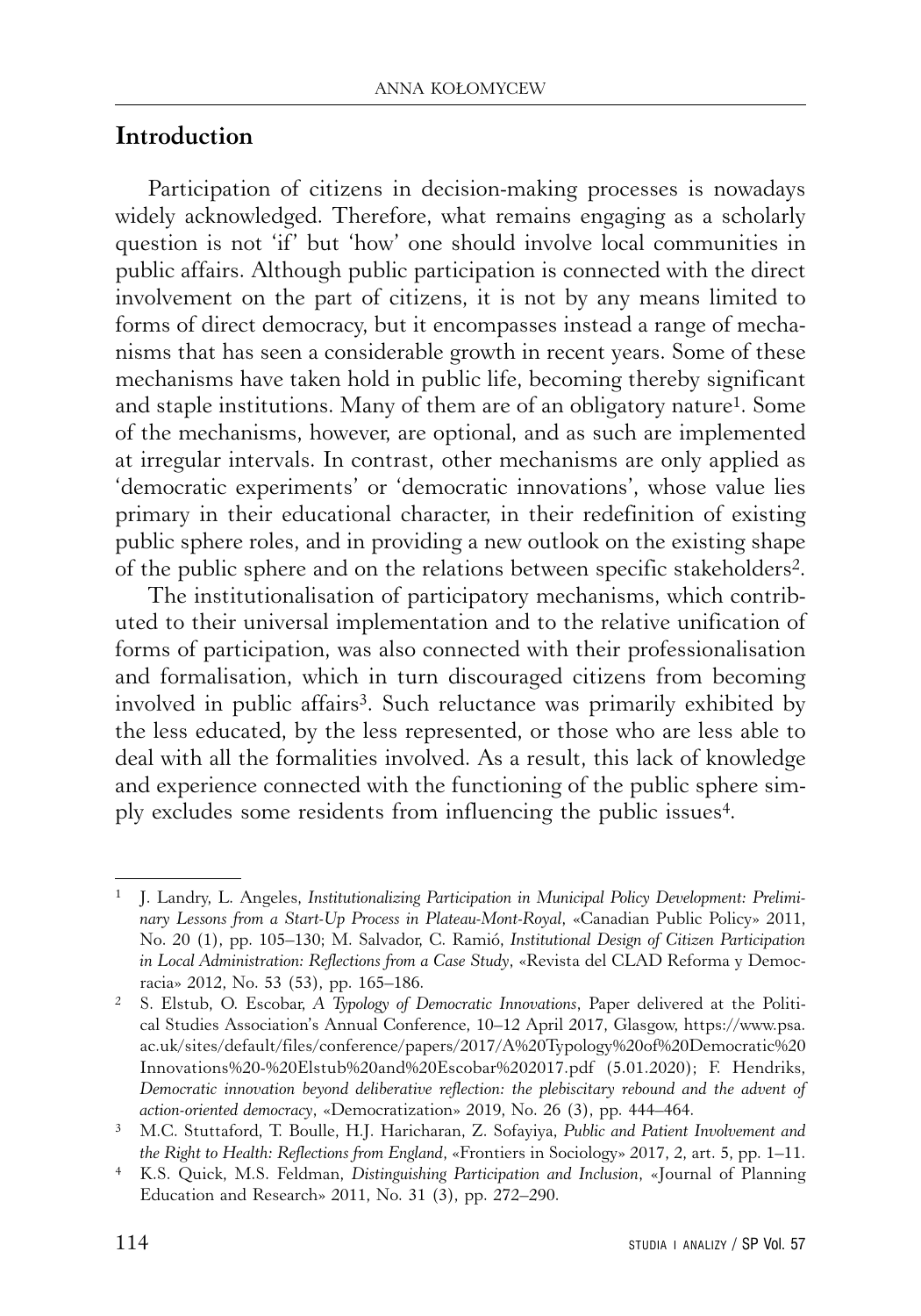## Introduction

Participation of citizens in decision-making processes is nowadays widely acknowledged. Therefore, what remains engaging as a scholarly question is not 'if' but 'how' one should involve local communities in public affairs. Although public participation is connected with the direct involvement on the part of citizens, it is not by any means limited to forms of direct democracy, but it encompasses instead a range of mechanisms that has seen a considerable growth in recent years. Some of these mechanisms have taken hold in public life, becoming thereby significant and staple institutions. Many of them are of an obligatory nature[1]. Some of the mechanisms, however, are optional, and as such are implemented at irregular intervals. In contrast, other mechanisms are only applied as 'democratic experiments' or 'democratic innovations', whose value lies primary in their educational character, in their redefinition of existing public sphere roles, and in providing a new outlook on the existing shape of the public sphere and on the relations between specific stakeholders[2].

The institutionalisation of participatory mechanisms, which contributed to their universal implementation and to the relative unification of forms of participation, was also connected with their professionalisation and formalisation, which in turn discouraged citizens from becoming involved in public affairs[3]. Such reluctance was primarily exhibited by the less educated, by the less represented, or those who are less able to deal with all the formalities involved. As a result, this lack of knowledge and experience connected with the functioning of the public sphere simply excludes some residents from influencing the public issues[4].

---

[1] J. Landry, L. Angeles, *Institutionalizing Participation in Municipal Policy Development: Preliminary Lessons from a Start-Up Process in Plateau-Mont-Royal*, «Canadian Public Policy» 2011, No. 20 (1), pp. 105–130; M. Salvador, C. Ramió, *Institutional Design of Citizen Participation in Local Administration: Reflections from a Case Study*, «Revista del CLAD Reforma y Democracia» 2012, No. 53 (53), pp. 165–186.

[2] S. Elstub, O. Escobar, *A Typology of Democratic Innovations*, Paper delivered at the Political Studies Association's Annual Conference, 10–12 April 2017, Glasgow, https://www.psa.ac.uk/sites/default/files/conference/papers/2017/A%20Typology%20of%20Democratic%20Innovations%20-%20Elstub%20and%20Escobar%202017.pdf (5.01.2020); F. Hendriks, *Democratic innovation beyond deliberative reflection: the plebiscitary rebound and the advent of action-oriented democracy*, «Democratization» 2019, No. 26 (3), pp. 444–464.

[3] M.C. Stuttaford, T. Boulle, H.J. Haricharan, Z. Sofayiya, *Public and Patient Involvement and the Right to Health: Reflections from England*, «Frontiers in Sociology» 2017, 2, art. 5, pp. 1–11.

[4] K.S. Quick, M.S. Feldman, *Distinguishing Participation and Inclusion*, «Journal of Planning Education and Research» 2011, No. 31 (3), pp. 272–290.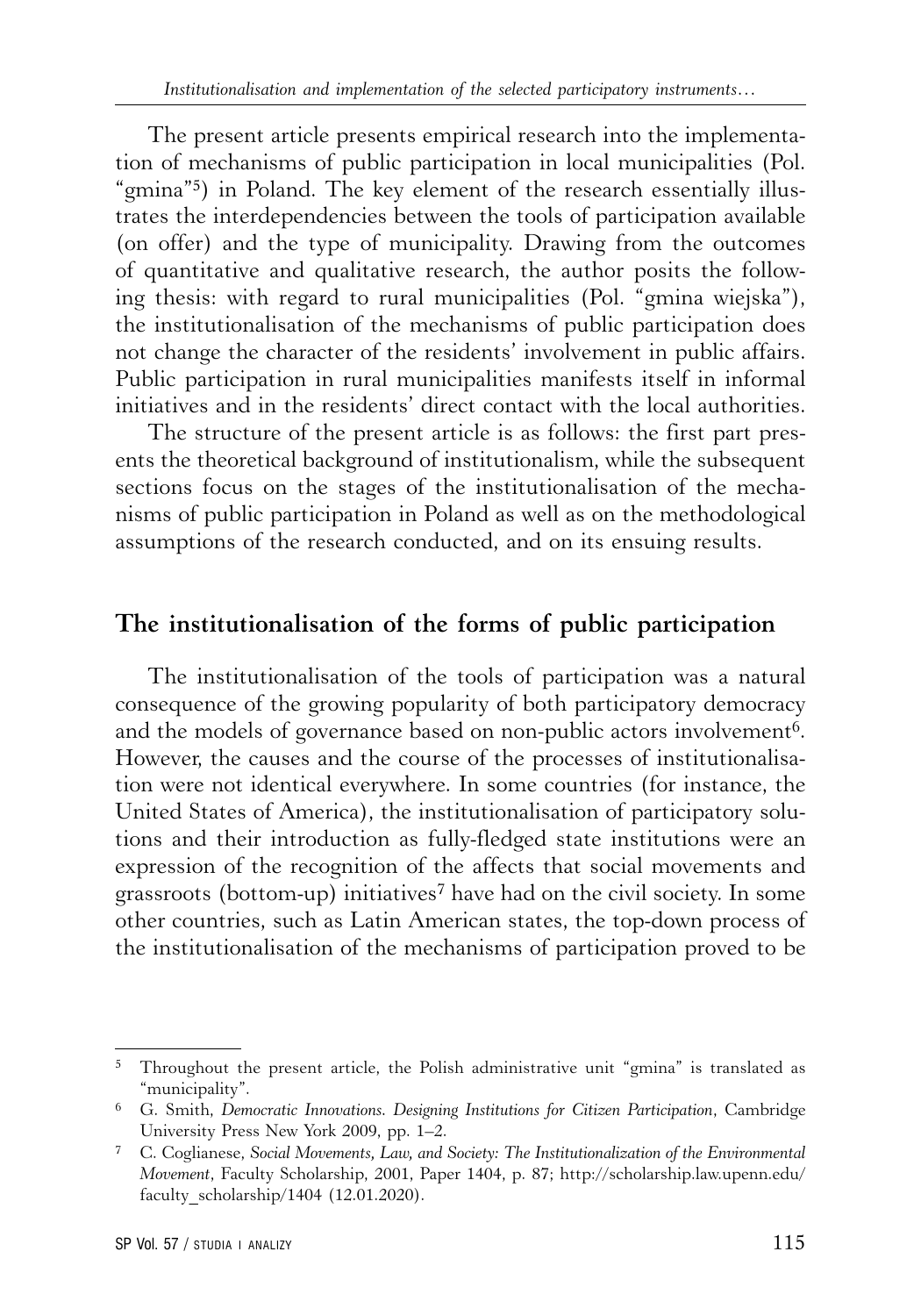The present article presents empirical research into the implementation of mechanisms of public participation in local municipalities (Pol. "gmina"[5]) in Poland. The key element of the research essentially illustrates the interdependencies between the tools of participation available (on offer) and the type of municipality. Drawing from the outcomes of quantitative and qualitative research, the author posits the following thesis: with regard to rural municipalities (Pol. "gmina wiejska"), the institutionalisation of the mechanisms of public participation does not change the character of the residents' involvement in public affairs. Public participation in rural municipalities manifests itself in informal initiatives and in the residents' direct contact with the local authorities.

The structure of the present article is as follows: the first part presents the theoretical background of institutionalism, while the subsequent sections focus on the stages of the institutionalisation of the mechanisms of public participation in Poland as well as on the methodological assumptions of the research conducted, and on its ensuing results.

## The institutionalisation of the forms of public participation

The institutionalisation of the tools of participation was a natural consequence of the growing popularity of both participatory democracy and the models of governance based on non-public actors involvement[6]. However, the causes and the course of the processes of institutionalisation were not identical everywhere. In some countries (for instance, the United States of America), the institutionalisation of participatory solutions and their introduction as fully-fledged state institutions were an expression of the recognition of the affects that social movements and grassroots (bottom-up) initiatives[7] have had on the civil society. In some other countries, such as Latin American states, the top-down process of the institutionalisation of the mechanisms of participation proved to be

---

[5] Throughout the present article, the Polish administrative unit "gmina" is translated as "municipality".

[6] G. Smith, *Democratic Innovations. Designing Institutions for Citizen Participation*, Cambridge University Press New York 2009, pp. 1–2.

[7] C. Coglianese, *Social Movements, Law, and Society: The Institutionalization of the Environmental Movement*, Faculty Scholarship, 2001, Paper 1404, p. 87; http://scholarship.law.upenn.edu/faculty_scholarship/1404 (12.01.2020).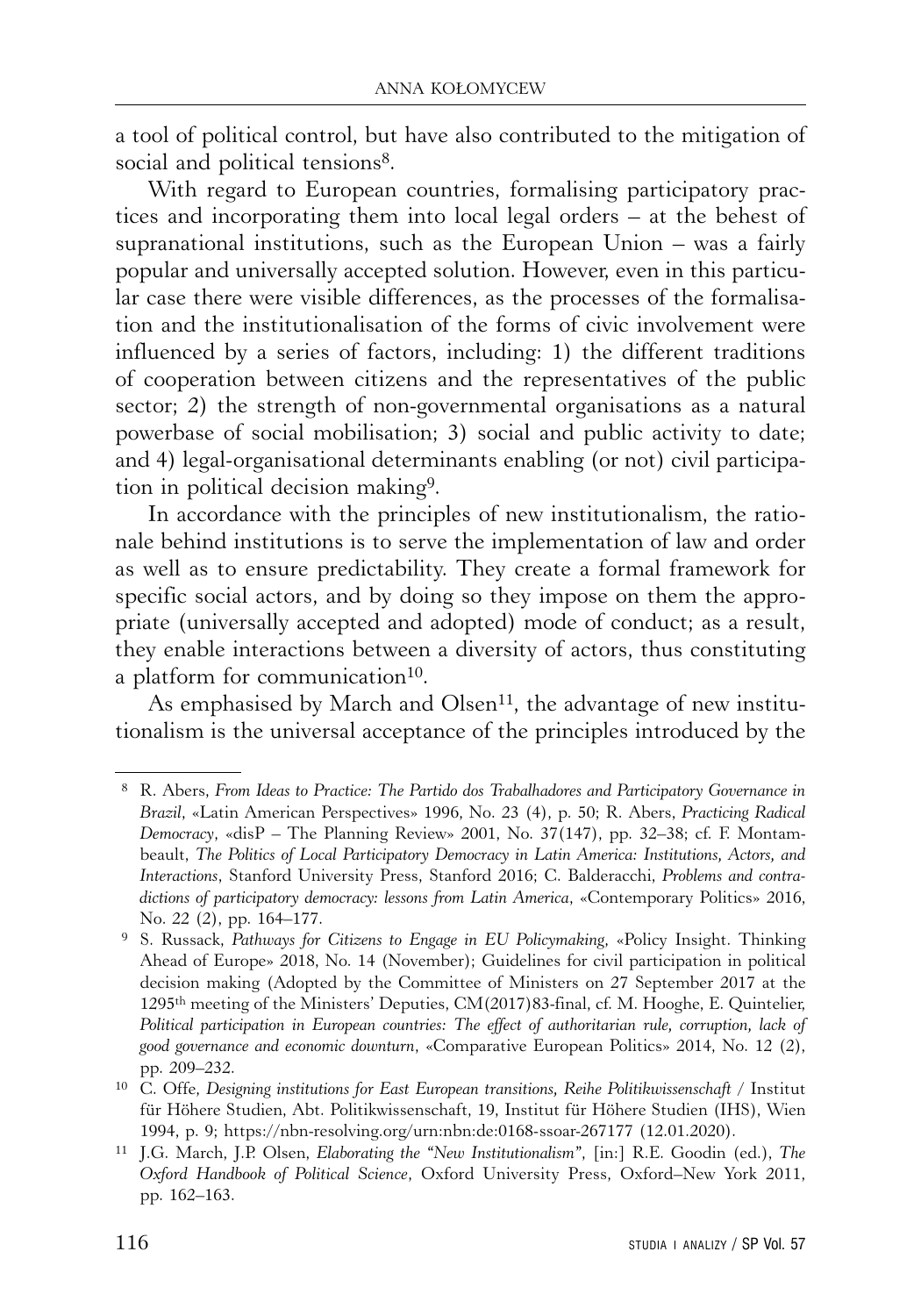a tool of political control, but have also contributed to the mitigation of social and political tensions[8].

With regard to European countries, formalising participatory practices and incorporating them into local legal orders – at the behest of supranational institutions, such as the European Union – was a fairly popular and universally accepted solution. However, even in this particular case there were visible differences, as the processes of the formalisation and the institutionalisation of the forms of civic involvement were influenced by a series of factors, including: 1) the different traditions of cooperation between citizens and the representatives of the public sector; 2) the strength of non-governmental organisations as a natural powerbase of social mobilisation; 3) social and public activity to date; and 4) legal-organisational determinants enabling (or not) civil participation in political decision making[9].

In accordance with the principles of new institutionalism, the rationale behind institutions is to serve the implementation of law and order as well as to ensure predictability. They create a formal framework for specific social actors, and by doing so they impose on them the appropriate (universally accepted and adopted) mode of conduct; as a result, they enable interactions between a diversity of actors, thus constituting a platform for communication[10].

As emphasised by March and Olsen[11], the advantage of new institutionalism is the universal acceptance of the principles introduced by the

---

[8] R. Abers, *From Ideas to Practice: The Partido dos Trabalhadores and Participatory Governance in Brazil*, «Latin American Perspectives» 1996, No. 23 (4), p. 50; R. Abers, *Practicing Radical Democracy*, «disP – The Planning Review» 2001, No. 37(147), pp. 32–38; cf. F. Montambeault, *The Politics of Local Participatory Democracy in Latin America: Institutions, Actors, and Interactions*, Stanford University Press, Stanford 2016; C. Balderacchi, *Problems and contradictions of participatory democracy: lessons from Latin America*, «Contemporary Politics» 2016, No. 22 (2), pp. 164–177.

[9] S. Russack, *Pathways for Citizens to Engage in EU Policymaking*, «Policy Insight. Thinking Ahead of Europe» 2018, No. 14 (November); Guidelines for civil participation in political decision making (Adopted by the Committee of Ministers on 27 September 2017 at the 1295th meeting of the Ministers' Deputies, CM(2017)83-final, cf. M. Hooghe, E. Quintelier, *Political participation in European countries: The effect of authoritarian rule, corruption, lack of good governance and economic downturn*, «Comparative European Politics» 2014, No. 12 (2), pp. 209–232.

[10] C. Offe, *Designing institutions for East European transitions, Reihe Politikwissenschaft* / Institut für Höhere Studien, Abt. Politikwissenschaft, 19, Institut für Höhere Studien (IHS), Wien 1994, p. 9; https://nbn-resolving.org/urn:nbn:de:0168-ssoar-267177 (12.01.2020).

[11] J.G. March, J.P. Olsen, *Elaborating the "New Institutionalism"*, [in:] R.E. Goodin (ed.), *The Oxford Handbook of Political Science*, Oxford University Press, Oxford–New York 2011, pp. 162–163.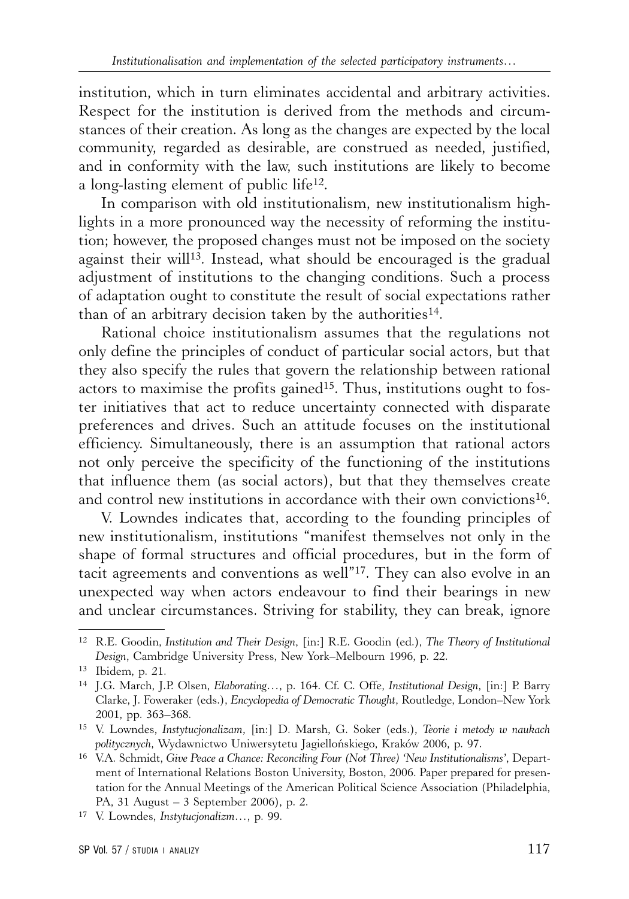institution, which in turn eliminates accidental and arbitrary activities. Respect for the institution is derived from the methods and circumstances of their creation. As long as the changes are expected by the local community, regarded as desirable, are construed as needed, justified, and in conformity with the law, such institutions are likely to become a long-lasting element of public life[12].

In comparison with old institutionalism, new institutionalism highlights in a more pronounced way the necessity of reforming the institution; however, the proposed changes must not be imposed on the society against their will[13]. Instead, what should be encouraged is the gradual adjustment of institutions to the changing conditions. Such a process of adaptation ought to constitute the result of social expectations rather than of an arbitrary decision taken by the authorities[14].

Rational choice institutionalism assumes that the regulations not only define the principles of conduct of particular social actors, but that they also specify the rules that govern the relationship between rational actors to maximise the profits gained[15]. Thus, institutions ought to foster initiatives that act to reduce uncertainty connected with disparate preferences and drives. Such an attitude focuses on the institutional efficiency. Simultaneously, there is an assumption that rational actors not only perceive the specificity of the functioning of the institutions that influence them (as social actors), but that they themselves create and control new institutions in accordance with their own convictions[16].

V. Lowndes indicates that, according to the founding principles of new institutionalism, institutions "manifest themselves not only in the shape of formal structures and official procedures, but in the form of tacit agreements and conventions as well"[17]. They can also evolve in an unexpected way when actors endeavour to find their bearings in new and unclear circumstances. Striving for stability, they can break, ignore

---

[12] R.E. Goodin, *Institution and Their Design*, [in:] R.E. Goodin (ed.), *The Theory of Institutional Design*, Cambridge University Press, New York–Melbourn 1996, p. 22.

[13] Ibidem, p. 21.

[14] J.G. March, J.P. Olsen, *Elaborating*…, p. 164. Cf. C. Offe, *Institutional Design*, [in:] P. Barry Clarke, J. Foweraker (eds.), *Encyclopedia of Democratic Thought*, Routledge, London–New York 2001, pp. 363–368.

[15] V. Lowndes, *Instytucjonalizam*, [in:] D. Marsh, G. Soker (eds.), *Teorie i metody w naukach politycznych*, Wydawnictwo Uniwersytetu Jagiellońskiego, Kraków 2006, p. 97.

[16] V.A. Schmidt, *Give Peace a Chance: Reconciling Four (Not Three) 'New Institutionalisms'*, Department of International Relations Boston University, Boston, 2006. Paper prepared for presentation for the Annual Meetings of the American Political Science Association (Philadelphia, PA, 31 August – 3 September 2006), p. 2.

[17] V. Lowndes, *Instytucjonalizm*…, p. 99.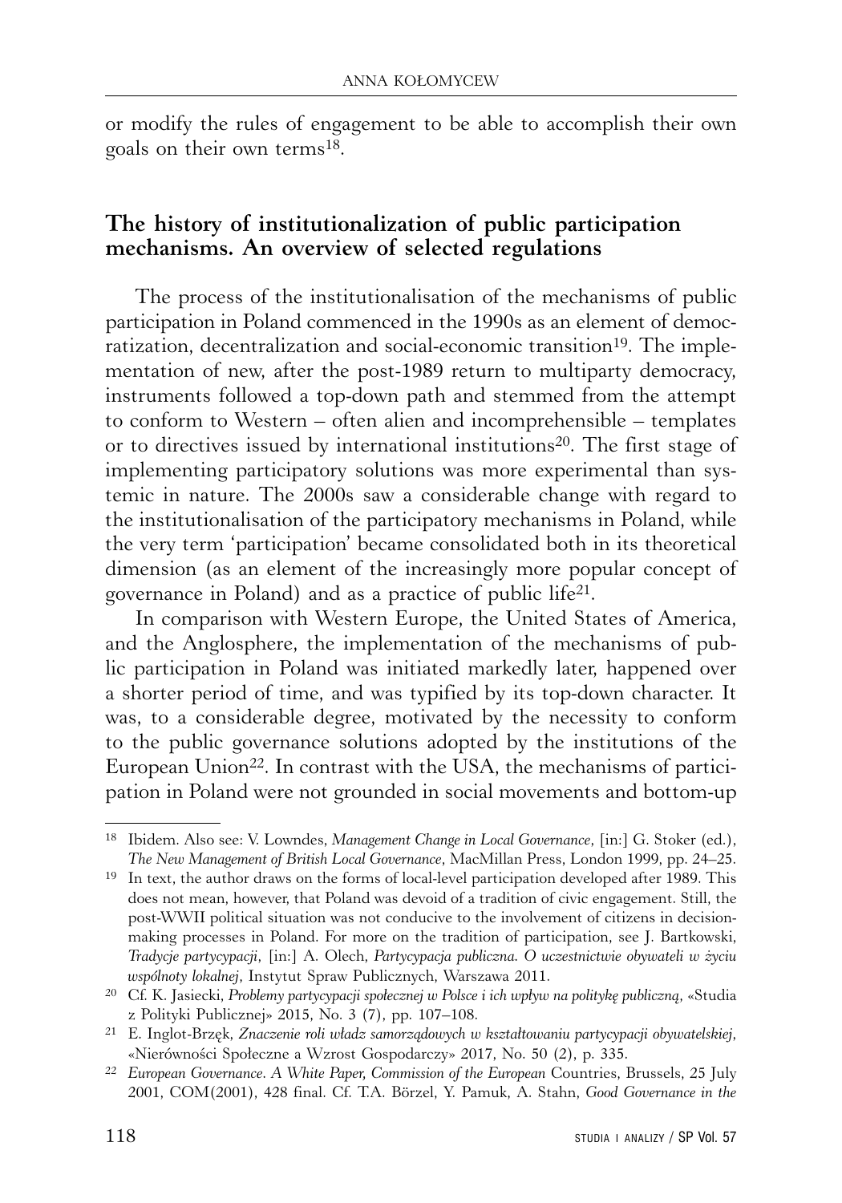or modify the rules of engagement to be able to accomplish their own goals on their own terms[18].

## The history of institutionalization of public participation mechanisms. An overview of selected regulations

The process of the institutionalisation of the mechanisms of public participation in Poland commenced in the 1990s as an element of democratization, decentralization and social-economic transition[19]. The implementation of new, after the post-1989 return to multiparty democracy, instruments followed a top-down path and stemmed from the attempt to conform to Western – often alien and incomprehensible – templates or to directives issued by international institutions[20]. The first stage of implementing participatory solutions was more experimental than systemic in nature. The 2000s saw a considerable change with regard to the institutionalisation of the participatory mechanisms in Poland, while the very term 'participation' became consolidated both in its theoretical dimension (as an element of the increasingly more popular concept of governance in Poland) and as a practice of public life[21].

In comparison with Western Europe, the United States of America, and the Anglosphere, the implementation of the mechanisms of public participation in Poland was initiated markedly later, happened over a shorter period of time, and was typified by its top-down character. It was, to a considerable degree, motivated by the necessity to conform to the public governance solutions adopted by the institutions of the European Union[22]. In contrast with the USA, the mechanisms of participation in Poland were not grounded in social movements and bottom-up

---

[18] Ibidem. Also see: V. Lowndes, *Management Change in Local Governance*, [in:] G. Stoker (ed.), *The New Management of British Local Governance*, MacMillan Press, London 1999, pp. 24–25.

[19] In text, the author draws on the forms of local-level participation developed after 1989. This does not mean, however, that Poland was devoid of a tradition of civic engagement. Still, the post-WWII political situation was not conducive to the involvement of citizens in decision-making processes in Poland. For more on the tradition of participation, see J. Bartkowski, *Tradycje partycypacji*, [in:] A. Olech, *Partycypacja publiczna. O uczestnictwie obywateli w życiu wspólnoty lokalnej*, Instytut Spraw Publicznych, Warszawa 2011.

[20] Cf. K. Jasiecki, *Problemy partycypacji społecznej w Polsce i ich wpływ na politykę publiczną*, «Studia z Polityki Publicznej» 2015, No. 3 (7), pp. 107–108.

[21] E. Inglot-Brzęk, *Znaczenie roli władz samorządowych w kształtowaniu partycypacji obywatelskiej*, «Nierówności Społeczne a Wzrost Gospodarczy» 2017, No. 50 (2), p. 335.

[22] *European Governance. A White Paper, Commission of the European* Countries, Brussels, 25 July 2001, COM(2001), 428 final. Cf. T.A. Börzel, Y. Pamuk, A. Stahn, *Good Governance in the*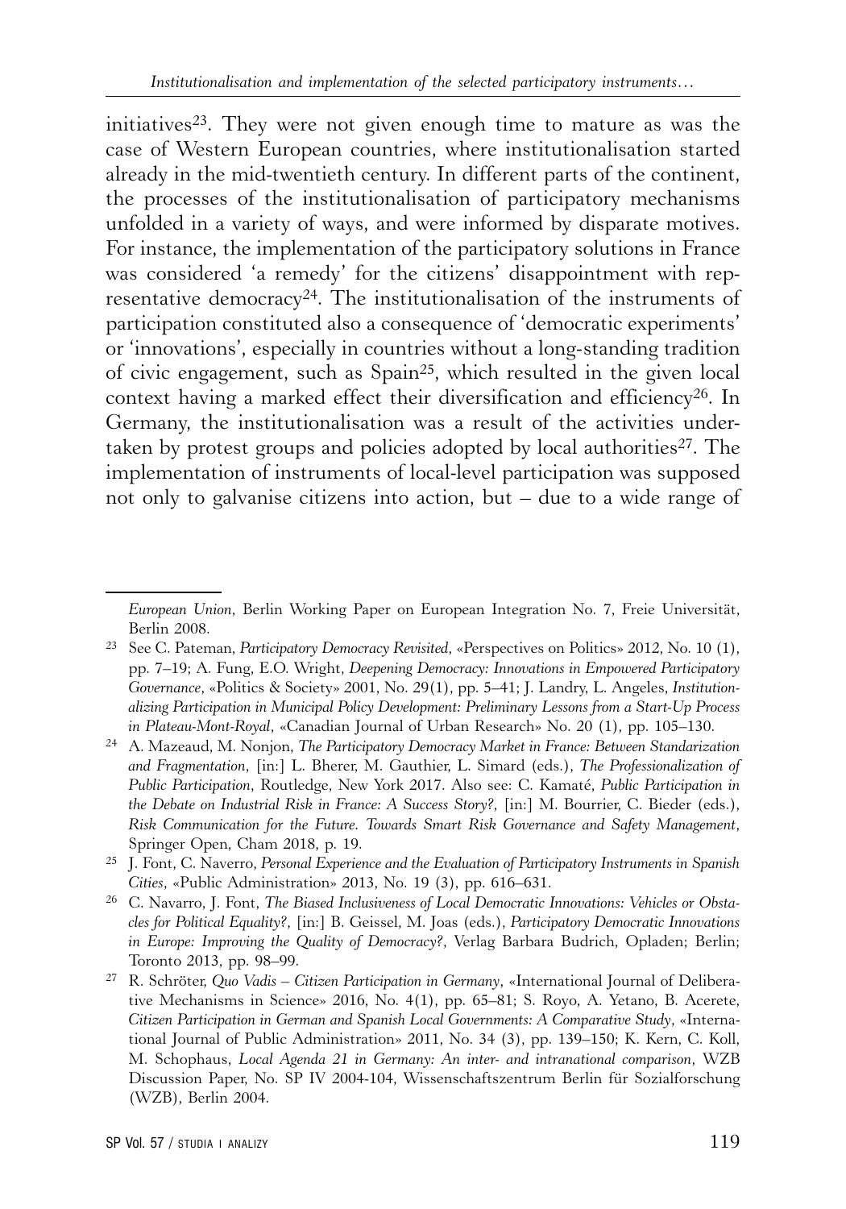initiatives[23]. They were not given enough time to mature as was the case of Western European countries, where institutionalisation started already in the mid-twentieth century. In different parts of the continent, the processes of the institutionalisation of participatory mechanisms unfolded in a variety of ways, and were informed by disparate motives. For instance, the implementation of the participatory solutions in France was considered 'a remedy' for the citizens' disappointment with representative democracy[24]. The institutionalisation of the instruments of participation constituted also a consequence of 'democratic experiments' or 'innovations', especially in countries without a long-standing tradition of civic engagement, such as Spain[25], which resulted in the given local context having a marked effect their diversification and efficiency[26]. In Germany, the institutionalisation was a result of the activities undertaken by protest groups and policies adopted by local authorities[27]. The implementation of instruments of local-level participation was supposed not only to galvanise citizens into action, but – due to a wide range of

---

*European Union*, Berlin Working Paper on European Integration No. 7, Freie Universität, Berlin 2008.

[23] See C. Pateman, *Participatory Democracy Revisited*, «Perspectives on Politics» 2012, No. 10 (1), pp. 7–19; A. Fung, E.O. Wright, *Deepening Democracy: Innovations in Empowered Participatory Governance*, «Politics & Society» 2001, No. 29(1), pp. 5–41; J. Landry, L. Angeles, *Institutionalizing Participation in Municipal Policy Development: Preliminary Lessons from a Start-Up Process in Plateau-Mont-Royal*, «Canadian Journal of Urban Research» No. 20 (1), pp. 105–130.

[24] A. Mazeaud, M. Nonjon, *The Participatory Democracy Market in France: Between Standarization and Fragmentation*, [in:] L. Bherer, M. Gauthier, L. Simard (eds.), *The Professionalization of Public Participation*, Routledge, New York 2017. Also see: C. Kamaté, *Public Participation in the Debate on Industrial Risk in France: A Success Story?*, [in:] M. Bourrier, C. Bieder (eds.), *Risk Communication for the Future. Towards Smart Risk Governance and Safety Management*, Springer Open, Cham 2018, p. 19.

[25] J. Font, C. Naverro, *Personal Experience and the Evaluation of Participatory Instruments in Spanish Cities*, «Public Administration» 2013, No. 19 (3), pp. 616–631.

[26] C. Navarro, J. Font, *The Biased Inclusiveness of Local Democratic Innovations: Vehicles or Obstacles for Political Equality?*, [in:] B. Geissel, M. Joas (eds.), *Participatory Democratic Innovations in Europe: Improving the Quality of Democracy?*, Verlag Barbara Budrich, Opladen; Berlin; Toronto 2013, pp. 98–99.

[27] R. Schröter, *Quo Vadis – Citizen Participation in Germany*, «International Journal of Deliberative Mechanisms in Science» 2016, No. 4(1), pp. 65–81; S. Royo, A. Yetano, B. Acerete, *Citizen Participation in German and Spanish Local Governments: A Comparative Study*, «International Journal of Public Administration» 2011, No. 34 (3), pp. 139–150; K. Kern, C. Koll, M. Schophaus, *Local Agenda 21 in Germany: An inter- and intranational comparison*, WZB Discussion Paper, No. SP IV 2004-104, Wissenschaftszentrum Berlin für Sozialforschung (WZB), Berlin 2004.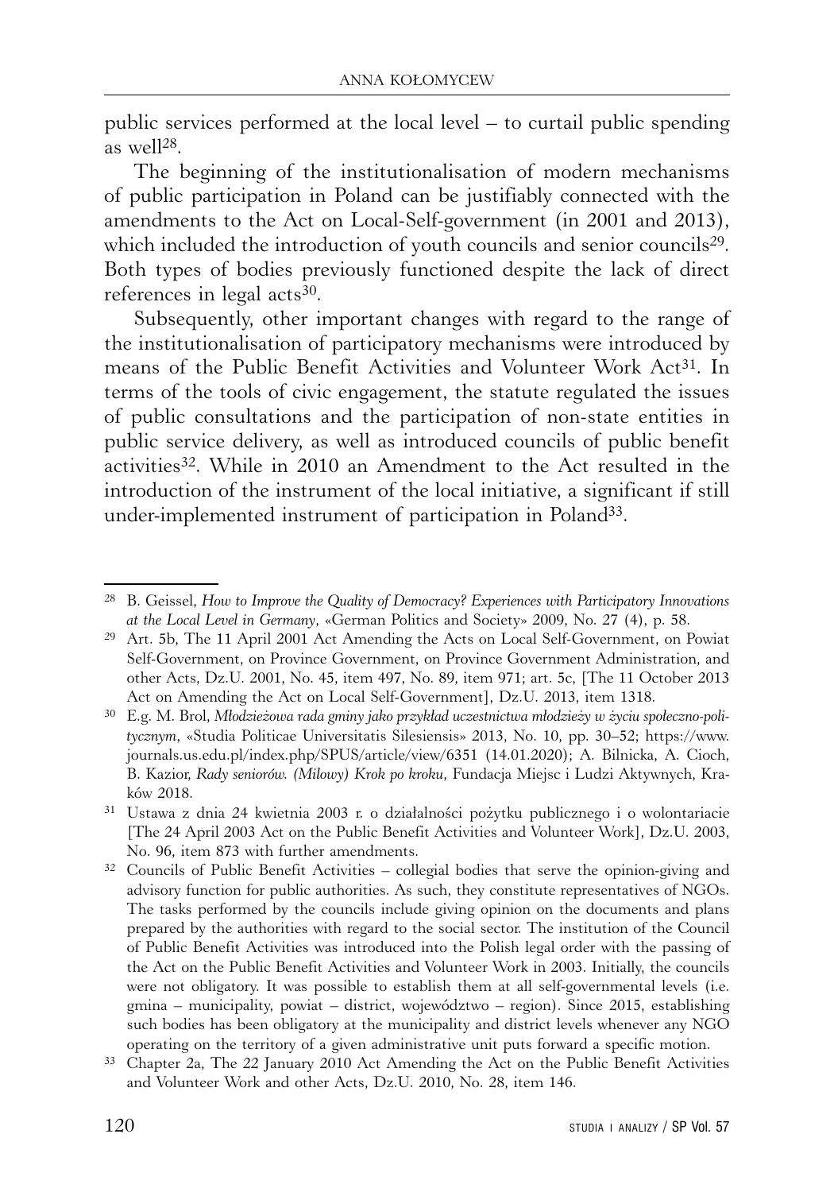public services performed at the local level – to curtail public spending as well[28].

The beginning of the institutionalisation of modern mechanisms of public participation in Poland can be justifiably connected with the amendments to the Act on Local-Self-government (in 2001 and 2013), which included the introduction of youth councils and senior councils[29]. Both types of bodies previously functioned despite the lack of direct references in legal acts[30].

Subsequently, other important changes with regard to the range of the institutionalisation of participatory mechanisms were introduced by means of the Public Benefit Activities and Volunteer Work Act[31]. In terms of the tools of civic engagement, the statute regulated the issues of public consultations and the participation of non-state entities in public service delivery, as well as introduced councils of public benefit activities[32]. While in 2010 an Amendment to the Act resulted in the introduction of the instrument of the local initiative, a significant if still under-implemented instrument of participation in Poland[33].

---

[28] B. Geissel, *How to Improve the Quality of Democracy? Experiences with Participatory Innovations at the Local Level in Germany*, «German Politics and Society» 2009, No. 27 (4), p. 58.

[29] Art. 5b, The 11 April 2001 Act Amending the Acts on Local Self-Government, on Powiat Self-Government, on Province Government, on Province Government Administration, and other Acts, Dz.U. 2001, No. 45, item 497, No. 89, item 971; art. 5c, [The 11 October 2013 Act on Amending the Act on Local Self-Government], Dz.U. 2013, item 1318.

[30] E.g. M. Brol, *Młodzieżowa rada gminy jako przykład uczestnictwa młodzieży w życiu społeczno-politycznym*, «Studia Politicae Universitatis Silesiensis» 2013, No. 10, pp. 30–52; https://www.journals.us.edu.pl/index.php/SPUS/article/view/6351 (14.01.2020); A. Bilnicka, A. Cioch, B. Kazior, *Rady seniorów. (Milowy) Krok po kroku*, Fundacja Miejsc i Ludzi Aktywnych, Kraków 2018.

[31] Ustawa z dnia 24 kwietnia 2003 r. o działalności pożytku publicznego i o wolontariacie [The 24 April 2003 Act on the Public Benefit Activities and Volunteer Work], Dz.U. 2003, No. 96, item 873 with further amendments.

[32] Councils of Public Benefit Activities – collegial bodies that serve the opinion-giving and advisory function for public authorities. As such, they constitute representatives of NGOs. The tasks performed by the councils include giving opinion on the documents and plans prepared by the authorities with regard to the social sector. The institution of the Council of Public Benefit Activities was introduced into the Polish legal order with the passing of the Act on the Public Benefit Activities and Volunteer Work in 2003. Initially, the councils were not obligatory. It was possible to establish them at all self-governmental levels (i.e. gmina – municipality, powiat – district, województwo – region). Since 2015, establishing such bodies has been obligatory at the municipality and district levels whenever any NGO operating on the territory of a given administrative unit puts forward a specific motion.

[33] Chapter 2a, The 22 January 2010 Act Amending the Act on the Public Benefit Activities and Volunteer Work and other Acts, Dz.U. 2010, No. 28, item 146.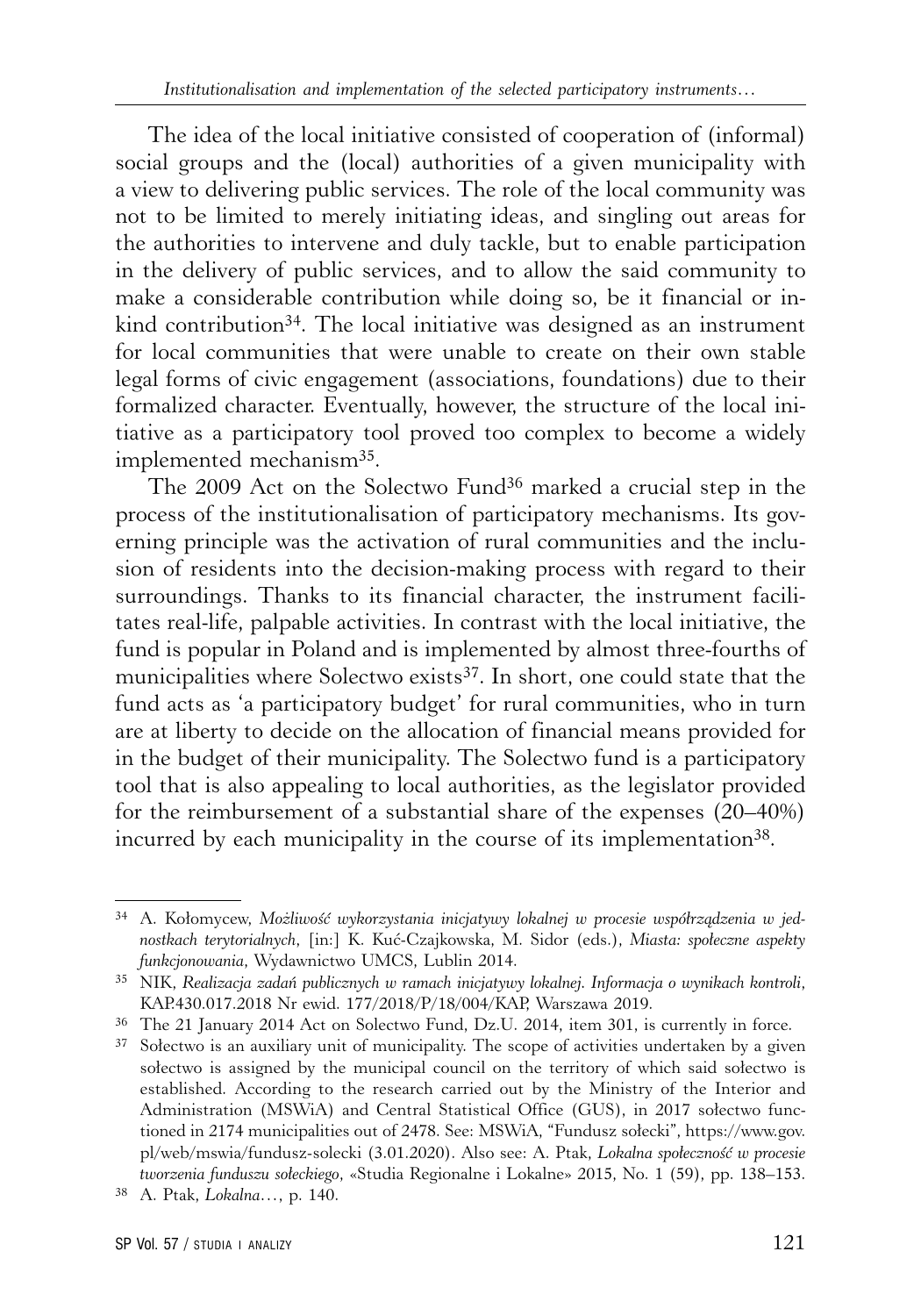The idea of the local initiative consisted of cooperation of (informal) social groups and the (local) authorities of a given municipality with a view to delivering public services. The role of the local community was not to be limited to merely initiating ideas, and singling out areas for the authorities to intervene and duly tackle, but to enable participation in the delivery of public services, and to allow the said community to make a considerable contribution while doing so, be it financial or in-kind contribution[34]. The local initiative was designed as an instrument for local communities that were unable to create on their own stable legal forms of civic engagement (associations, foundations) due to their formalized character. Eventually, however, the structure of the local initiative as a participatory tool proved too complex to become a widely implemented mechanism[35].

The 2009 Act on the Solectwo Fund[36] marked a crucial step in the process of the institutionalisation of participatory mechanisms. Its governing principle was the activation of rural communities and the inclusion of residents into the decision-making process with regard to their surroundings. Thanks to its financial character, the instrument facilitates real-life, palpable activities. In contrast with the local initiative, the fund is popular in Poland and is implemented by almost three-fourths of municipalities where Solectwo exists[37]. In short, one could state that the fund acts as 'a participatory budget' for rural communities, who in turn are at liberty to decide on the allocation of financial means provided for in the budget of their municipality. The Solectwo fund is a participatory tool that is also appealing to local authorities, as the legislator provided for the reimbursement of a substantial share of the expenses (20–40%) incurred by each municipality in the course of its implementation[38].

---

[34] A. Kołomycew, *Możliwość wykorzystania inicjatywy lokalnej w procesie współrządzenia w jednostkach terytorialnych*, [in:] K. Kuć-Czajkowska, M. Sidor (eds.), *Miasta: społeczne aspekty funkcjonowania*, Wydawnictwo UMCS, Lublin 2014.

[35] NIK, *Realizacja zadań publicznych w ramach inicjatywy lokalnej. Informacja o wynikach kontroli*, KAP.430.017.2018 Nr ewid. 177/2018/P/18/004/KAP, Warszawa 2019.

[36] The 21 January 2014 Act on Solectwo Fund, Dz.U. 2014, item 301, is currently in force.

[37] Sołectwo is an auxiliary unit of municipality. The scope of activities undertaken by a given sołectwo is assigned by the municipal council on the territory of which said sołectwo is established. According to the research carried out by the Ministry of the Interior and Administration (MSWiA) and Central Statistical Office (GUS), in 2017 sołectwo functioned in 2174 municipalities out of 2478. See: MSWiA, "Fundusz sołecki", https://www.gov.pl/web/mswia/fundusz-solecki (3.01.2020). Also see: A. Ptak, *Lokalna społeczność w procesie tworzenia funduszu sołeckiego*, «Studia Regionalne i Lokalne» 2015, No. 1 (59), pp. 138–153.

[38] A. Ptak, *Lokalna*…, p. 140.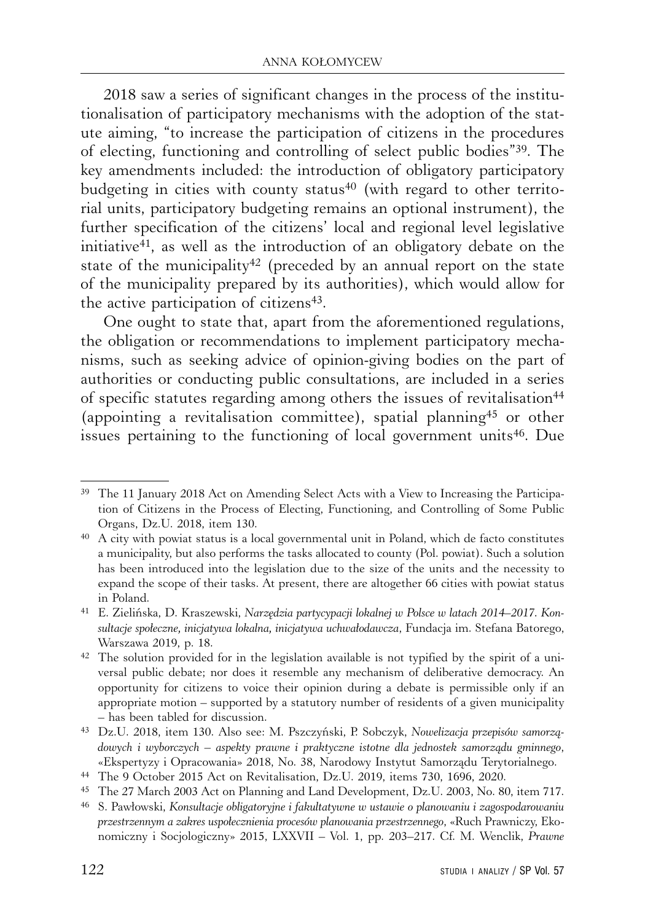2018 saw a series of significant changes in the process of the institutionalisation of participatory mechanisms with the adoption of the statute aiming, "to increase the participation of citizens in the procedures of electing, functioning and controlling of select public bodies"[39]. The key amendments included: the introduction of obligatory participatory budgeting in cities with county status[40] (with regard to other territorial units, participatory budgeting remains an optional instrument), the further specification of the citizens' local and regional level legislative initiative[41], as well as the introduction of an obligatory debate on the state of the municipality[42] (preceded by an annual report on the state of the municipality prepared by its authorities), which would allow for the active participation of citizens[43].

One ought to state that, apart from the aforementioned regulations, the obligation or recommendations to implement participatory mechanisms, such as seeking advice of opinion-giving bodies on the part of authorities or conducting public consultations, are included in a series of specific statutes regarding among others the issues of revitalisation[44] (appointing a revitalisation committee), spatial planning[45] or other issues pertaining to the functioning of local government units[46]. Due

---

[39] The 11 January 2018 Act on Amending Select Acts with a View to Increasing the Participation of Citizens in the Process of Electing, Functioning, and Controlling of Some Public Organs, Dz.U. 2018, item 130.

[40] A city with powiat status is a local governmental unit in Poland, which de facto constitutes a municipality, but also performs the tasks allocated to county (Pol. powiat). Such a solution has been introduced into the legislation due to the size of the units and the necessity to expand the scope of their tasks. At present, there are altogether 66 cities with powiat status in Poland.

[41] E. Zielińska, D. Kraszewski, *Narzędzia partycypacji lokalnej w Polsce w latach 2014–2017. Konsultacje społeczne, inicjatywa lokalna, inicjatywa uchwałodawcza*, Fundacja im. Stefana Batorego, Warszawa 2019, p. 18.

[42] The solution provided for in the legislation available is not typified by the spirit of a universal public debate; nor does it resemble any mechanism of deliberative democracy. An opportunity for citizens to voice their opinion during a debate is permissible only if an appropriate motion – supported by a statutory number of residents of a given municipality – has been tabled for discussion.

[43] Dz.U. 2018, item 130. Also see: M. Pszczyński, P. Sobczyk, *Nowelizacja przepisów samorządowych i wyborczych – aspekty prawne i praktyczne istotne dla jednostek samorządu gminnego*, «Ekspertyzy i Opracowania» 2018, No. 38, Narodowy Instytut Samorządu Terytorialnego.

[44] The 9 October 2015 Act on Revitalisation, Dz.U. 2019, items 730, 1696, 2020.

[45] The 27 March 2003 Act on Planning and Land Development, Dz.U. 2003, No. 80, item 717.

[46] S. Pawłowski, *Konsultacje obligatoryjne i fakultatywne w ustawie o planowaniu i zagospodarowaniu przestrzennym a zakres uspołecznienia procesów planowania przestrzennego*, «Ruch Prawniczy, Ekonomiczny i Socjologiczny» 2015, LXXVII – Vol. 1, pp. 203–217. Cf. M. Wenclik, *Prawne*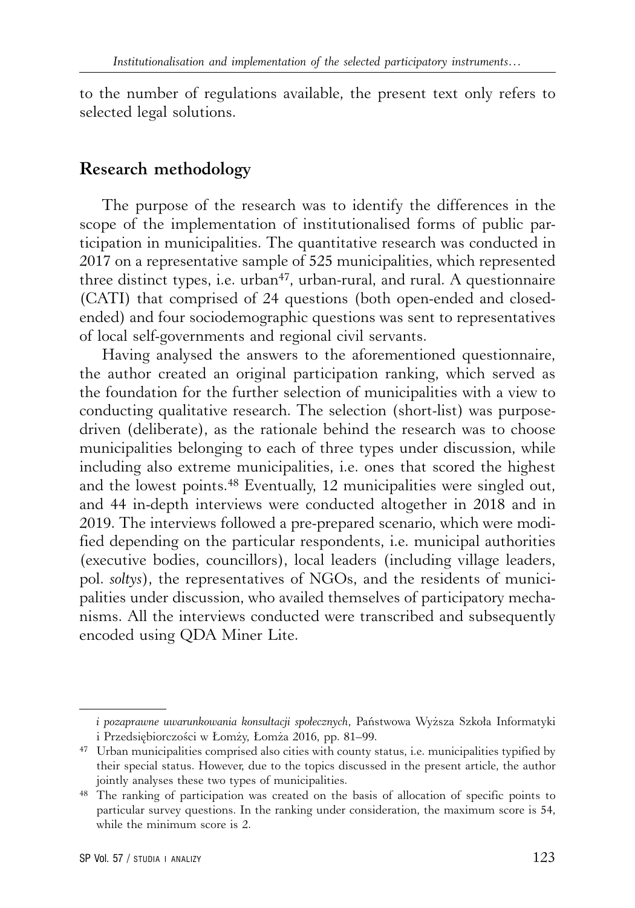to the number of regulations available, the present text only refers to selected legal solutions.

## Research methodology

The purpose of the research was to identify the differences in the scope of the implementation of institutionalised forms of public participation in municipalities. The quantitative research was conducted in 2017 on a representative sample of 525 municipalities, which represented three distinct types, i.e. urban[47], urban-rural, and rural. A questionnaire (CATI) that comprised of 24 questions (both open-ended and closed-ended) and four sociodemographic questions was sent to representatives of local self-governments and regional civil servants.

Having analysed the answers to the aforementioned questionnaire, the author created an original participation ranking, which served as the foundation for the further selection of municipalities with a view to conducting qualitative research. The selection (short-list) was purpose-driven (deliberate), as the rationale behind the research was to choose municipalities belonging to each of three types under discussion, while including also extreme municipalities, i.e. ones that scored the highest and the lowest points.[48] Eventually, 12 municipalities were singled out, and 44 in-depth interviews were conducted altogether in 2018 and in 2019. The interviews followed a pre-prepared scenario, which were modified depending on the particular respondents, i.e. municipal authorities (executive bodies, councillors), local leaders (including village leaders, pol. *sołtys*), the representatives of NGOs, and the residents of municipalities under discussion, who availed themselves of participatory mechanisms. All the interviews conducted were transcribed and subsequently encoded using QDA Miner Lite.

---

*i pozaprawne uwarunkowania konsultacji społecznych*, Państwowa Wyższa Szkoła Informatyki i Przedsiębiorczości w Łomży, Łomża 2016, pp. 81–99.

[47] Urban municipalities comprised also cities with county status, i.e. municipalities typified by their special status. However, due to the topics discussed in the present article, the author jointly analyses these two types of municipalities.

[48] The ranking of participation was created on the basis of allocation of specific points to particular survey questions. In the ranking under consideration, the maximum score is 54, while the minimum score is 2.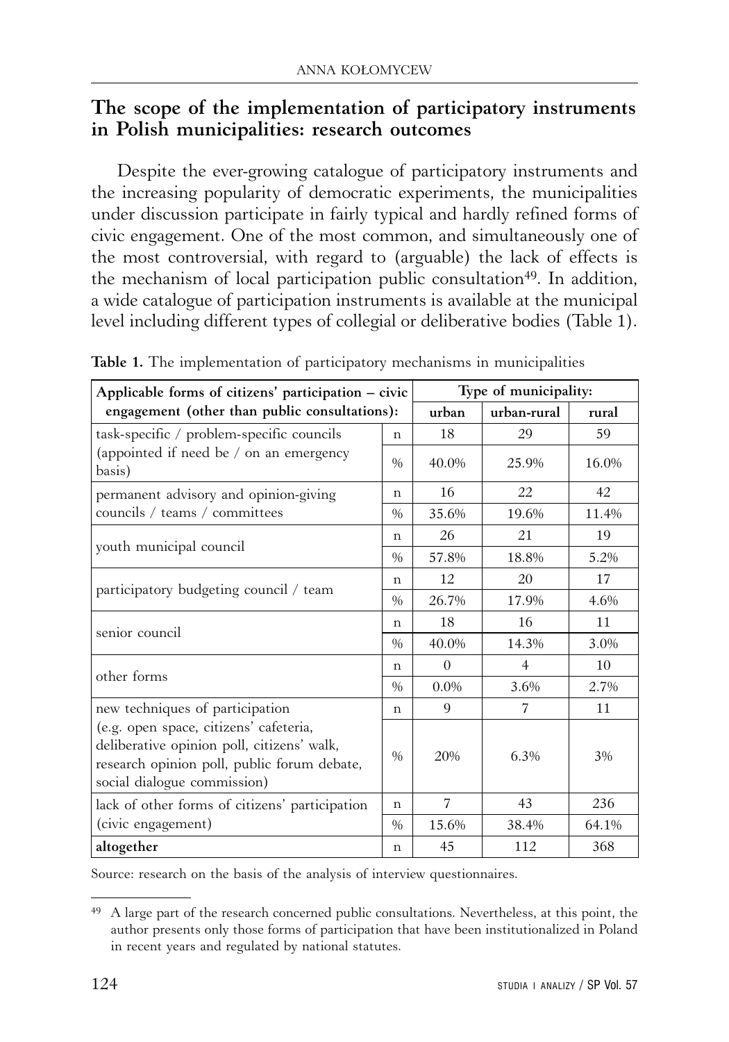## The scope of the implementation of participatory instruments in Polish municipalities: research outcomes

Despite the ever-growing catalogue of participatory instruments and the increasing popularity of democratic experiments, the municipalities under discussion participate in fairly typical and hardly refined forms of civic engagement. One of the most common, and simultaneously one of the most controversial, with regard to (arguable) the lack of effects is the mechanism of local participation public consultation[49]. In addition, a wide catalogue of participation instruments is available at the municipal level including different types of collegial or deliberative bodies (Table 1).

**Table 1.** The implementation of participatory mechanisms in municipalities

| Applicable forms of citizens' participation – civic engagement (other than public consultations): | | Type of municipality: | | |
|---|---|---|---|---|
| | | urban | urban-rural | rural |
| task-specific / problem-specific councils (appointed if need be / on an emergency basis) | n | 18 | 29 | 59 |
| | % | 40.0% | 25.9% | 16.0% |
| permanent advisory and opinion-giving councils / teams / committees | n | 16 | 22 | 42 |
| | % | 35.6% | 19.6% | 11.4% |
| youth municipal council | n | 26 | 21 | 19 |
| | % | 57.8% | 18.8% | 5.2% |
| participatory budgeting council / team | n | 12 | 20 | 17 |
| | % | 26.7% | 17.9% | 4.6% |
| senior council | n | 18 | 16 | 11 |
| | % | 40.0% | 14.3% | 3.0% |
| other forms | n | 0 | 4 | 10 |
| | % | 0.0% | 3.6% | 2.7% |
| new techniques of participation (e.g. open space, citizens' cafeteria, deliberative opinion poll, citizens' walk, research opinion poll, public forum debate, social dialogue commission) | n | 9 | 7 | 11 |
| | % | 20% | 6.3% | 3% |
| lack of other forms of citizens' participation (civic engagement) | n | 7 | 43 | 236 |
| | % | 15.6% | 38.4% | 64.1% |
| **altogether** | n | 45 | 112 | 368 |

Source: research on the basis of the analysis of interview questionnaires.

[49] A large part of the research concerned public consultations. Nevertheless, at this point, the author presents only those forms of participation that have been institutionalized in Poland in recent years and regulated by national statutes.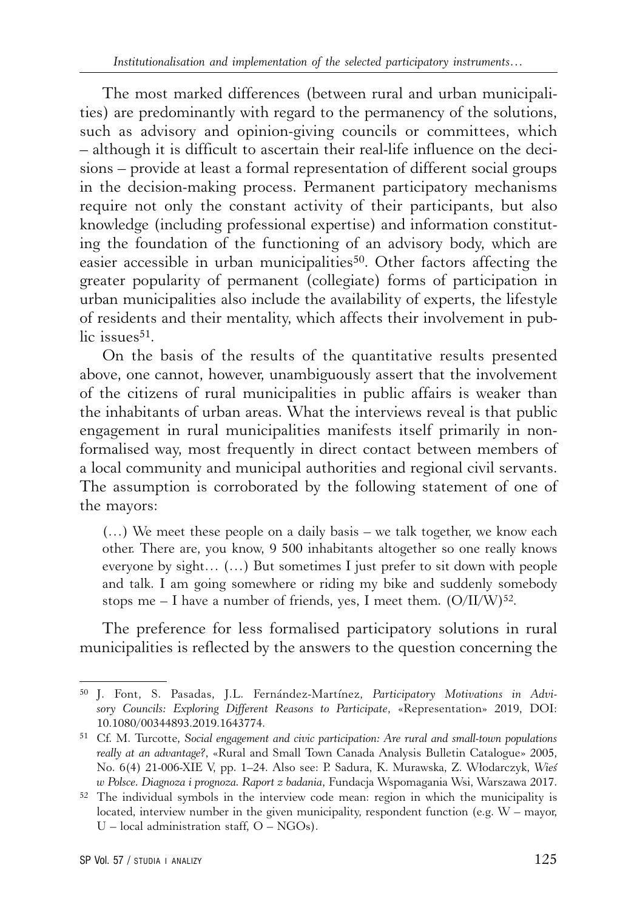The most marked differences (between rural and urban municipalities) are predominantly with regard to the permanency of the solutions, such as advisory and opinion-giving councils or committees, which – although it is difficult to ascertain their real-life influence on the decisions – provide at least a formal representation of different social groups in the decision-making process. Permanent participatory mechanisms require not only the constant activity of their participants, but also knowledge (including professional expertise) and information constituting the foundation of the functioning of an advisory body, which are easier accessible in urban municipalities[50]. Other factors affecting the greater popularity of permanent (collegiate) forms of participation in urban municipalities also include the availability of experts, the lifestyle of residents and their mentality, which affects their involvement in public issues[51].

On the basis of the results of the quantitative results presented above, one cannot, however, unambiguously assert that the involvement of the citizens of rural municipalities in public affairs is weaker than the inhabitants of urban areas. What the interviews reveal is that public engagement in rural municipalities manifests itself primarily in non-formalised way, most frequently in direct contact between members of a local community and municipal authorities and regional civil servants. The assumption is corroborated by the following statement of one of the mayors:

> (…) We meet these people on a daily basis – we talk together, we know each other. There are, you know, 9 500 inhabitants altogether so one really knows everyone by sight… (…) But sometimes I just prefer to sit down with people and talk. I am going somewhere or riding my bike and suddenly somebody stops me – I have a number of friends, yes, I meet them. (O/II/W)[52].

The preference for less formalised participatory solutions in rural municipalities is reflected by the answers to the question concerning the

---

[50] J. Font, S. Pasadas, J.L. Fernández-Martínez, *Participatory Motivations in Advisory Councils: Exploring Different Reasons to Participate*, «Representation» 2019, DOI: 10.1080/00344893.2019.1643774.

[51] Cf. M. Turcotte, *Social engagement and civic participation: Are rural and small-town populations really at an advantage?*, «Rural and Small Town Canada Analysis Bulletin Catalogue» 2005, No. 6(4) 21-006-XIE V, pp. 1–24. Also see: P. Sadura, K. Murawska, Z. Włodarczyk, *Wieś w Polsce. Diagnoza i prognoza. Raport z badania*, Fundacja Wspomagania Wsi, Warszawa 2017.

[52] The individual symbols in the interview code mean: region in which the municipality is located, interview number in the given municipality, respondent function (e.g. W – mayor, U – local administration staff, O – NGOs).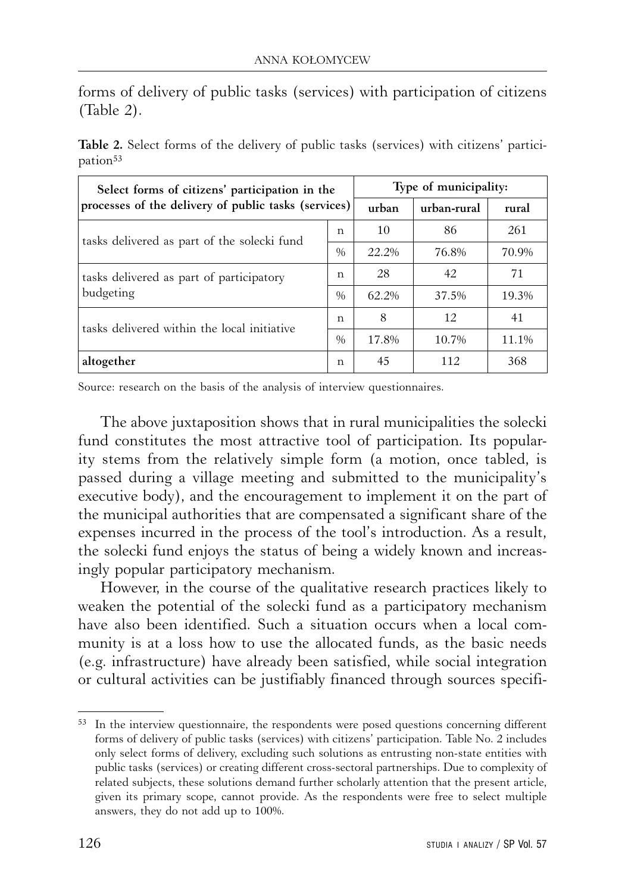forms of delivery of public tasks (services) with participation of citizens (Table 2).

**Table 2.** Select forms of the delivery of public tasks (services) with citizens' participation[53]

| Select forms of citizens' participation in the processes of the delivery of public tasks (services) | | Type of municipality: | | |
|---|---|---|---|---|
| | | urban | urban-rural | rural |
| tasks delivered as part of the solecki fund | n | 10 | 86 | 261 |
| | % | 22.2% | 76.8% | 70.9% |
| tasks delivered as part of participatory budgeting | n | 28 | 42 | 71 |
| | % | 62.2% | 37.5% | 19.3% |
| tasks delivered within the local initiative | n | 8 | 12 | 41 |
| | % | 17.8% | 10.7% | 11.1% |
| **altogether** | n | 45 | 112 | 368 |

Source: research on the basis of the analysis of interview questionnaires.

The above juxtaposition shows that in rural municipalities the solecki fund constitutes the most attractive tool of participation. Its popularity stems from the relatively simple form (a motion, once tabled, is passed during a village meeting and submitted to the municipality's executive body), and the encouragement to implement it on the part of the municipal authorities that are compensated a significant share of the expenses incurred in the process of the tool's introduction. As a result, the solecki fund enjoys the status of being a widely known and increasingly popular participatory mechanism.

However, in the course of the qualitative research practices likely to weaken the potential of the solecki fund as a participatory mechanism have also been identified. Such a situation occurs when a local community is at a loss how to use the allocated funds, as the basic needs (e.g. infrastructure) have already been satisfied, while social integration or cultural activities can be justifiably financed through sources specifi-

[53] In the interview questionnaire, the respondents were posed questions concerning different forms of delivery of public tasks (services) with citizens' participation. Table No. 2 includes only select forms of delivery, excluding such solutions as entrusting non-state entities with public tasks (services) or creating different cross-sectoral partnerships. Due to complexity of related subjects, these solutions demand further scholarly attention that the present article, given its primary scope, cannot provide. As the respondents were free to select multiple answers, they do not add up to 100%.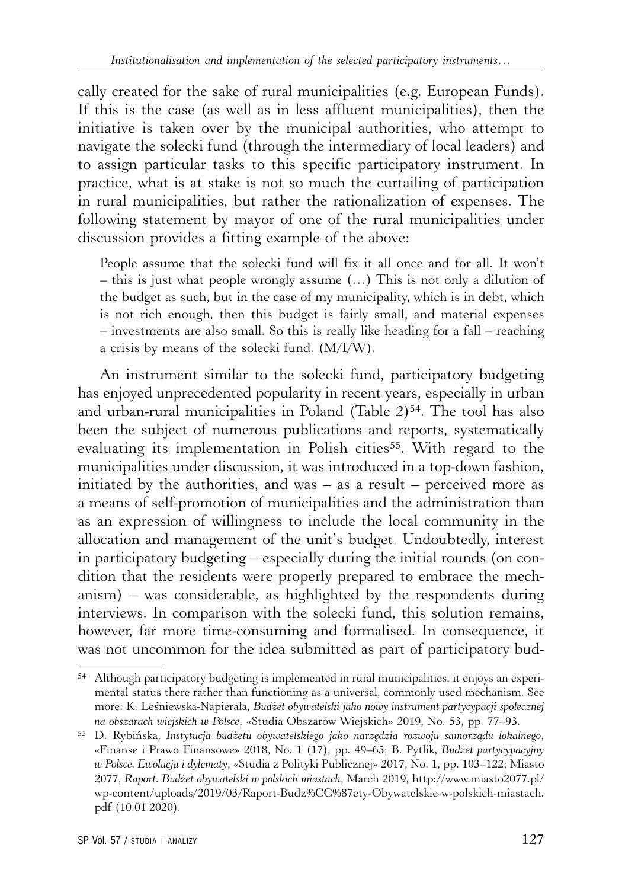cally created for the sake of rural municipalities (e.g. European Funds). If this is the case (as well as in less affluent municipalities), then the initiative is taken over by the municipal authorities, who attempt to navigate the solecki fund (through the intermediary of local leaders) and to assign particular tasks to this specific participatory instrument. In practice, what is at stake is not so much the curtailing of participation in rural municipalities, but rather the rationalization of expenses. The following statement by mayor of one of the rural municipalities under discussion provides a fitting example of the above:

> People assume that the solecki fund will fix it all once and for all. It won't – this is just what people wrongly assume (…) This is not only a dilution of the budget as such, but in the case of my municipality, which is in debt, which is not rich enough, then this budget is fairly small, and material expenses – investments are also small. So this is really like heading for a fall – reaching a crisis by means of the solecki fund. (M/I/W).

An instrument similar to the solecki fund, participatory budgeting has enjoyed unprecedented popularity in recent years, especially in urban and urban-rural municipalities in Poland (Table 2)[54]. The tool has also been the subject of numerous publications and reports, systematically evaluating its implementation in Polish cities[55]. With regard to the municipalities under discussion, it was introduced in a top-down fashion, initiated by the authorities, and was – as a result – perceived more as a means of self-promotion of municipalities and the administration than as an expression of willingness to include the local community in the allocation and management of the unit's budget. Undoubtedly, interest in participatory budgeting – especially during the initial rounds (on condition that the residents were properly prepared to embrace the mechanism) – was considerable, as highlighted by the respondents during interviews. In comparison with the solecki fund, this solution remains, however, far more time-consuming and formalised. In consequence, it was not uncommon for the idea submitted as part of participatory bud-

---

[54] Although participatory budgeting is implemented in rural municipalities, it enjoys an experimental status there rather than functioning as a universal, commonly used mechanism. See more: K. Leśniewska-Napierała, *Budżet obywatelski jako nowy instrument partycypacji społecznej na obszarach wiejskich w Polsce*, «Studia Obszarów Wiejskich» 2019, No. 53, pp. 77–93.

[55] D. Rybińska, *Instytucja budżetu obywatelskiego jako narzędzia rozwoju samorządu lokalnego*, «Finanse i Prawo Finansowe» 2018, No. 1 (17), pp. 49–65; B. Pytlik, *Budżet partycypacyjny w Polsce. Ewolucja i dylematy*, «Studia z Polityki Publicznej» 2017, No. 1, pp. 103–122; Miasto 2077, *Raport. Budżet obywatelski w polskich miastach*, March 2019, http://www.miasto2077.pl/wp-content/uploads/2019/03/Raport-Budz%CC%87ety-Obywatelskie-w-polskich-miastach.pdf (10.01.2020).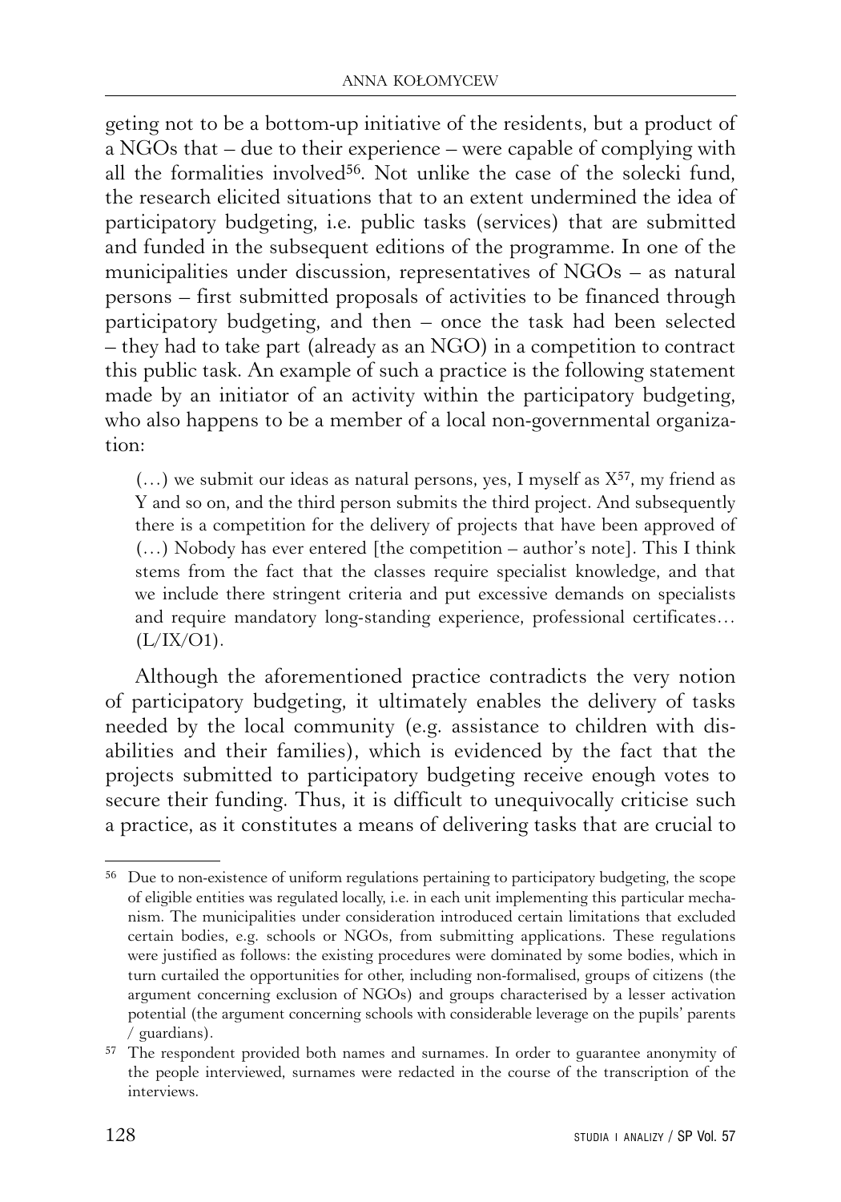geting not to be a bottom-up initiative of the residents, but a product of a NGOs that – due to their experience – were capable of complying with all the formalities involved[56]. Not unlike the case of the solecki fund, the research elicited situations that to an extent undermined the idea of participatory budgeting, i.e. public tasks (services) that are submitted and funded in the subsequent editions of the programme. In one of the municipalities under discussion, representatives of NGOs – as natural persons – first submitted proposals of activities to be financed through participatory budgeting, and then – once the task had been selected – they had to take part (already as an NGO) in a competition to contract this public task. An example of such a practice is the following statement made by an initiator of an activity within the participatory budgeting, who also happens to be a member of a local non-governmental organization:

> (…) we submit our ideas as natural persons, yes, I myself as X[57], my friend as Y and so on, and the third person submits the third project. And subsequently there is a competition for the delivery of projects that have been approved of (…) Nobody has ever entered [the competition – author's note]. This I think stems from the fact that the classes require specialist knowledge, and that we include there stringent criteria and put excessive demands on specialists and require mandatory long-standing experience, professional certificates… (L/IX/O1).

Although the aforementioned practice contradicts the very notion of participatory budgeting, it ultimately enables the delivery of tasks needed by the local community (e.g. assistance to children with disabilities and their families), which is evidenced by the fact that the projects submitted to participatory budgeting receive enough votes to secure their funding. Thus, it is difficult to unequivocally criticise such a practice, as it constitutes a means of delivering tasks that are crucial to

---

[56] Due to non-existence of uniform regulations pertaining to participatory budgeting, the scope of eligible entities was regulated locally, i.e. in each unit implementing this particular mechanism. The municipalities under consideration introduced certain limitations that excluded certain bodies, e.g. schools or NGOs, from submitting applications. These regulations were justified as follows: the existing procedures were dominated by some bodies, which in turn curtailed the opportunities for other, including non-formalised, groups of citizens (the argument concerning exclusion of NGOs) and groups characterised by a lesser activation potential (the argument concerning schools with considerable leverage on the pupils' parents / guardians).

[57] The respondent provided both names and surnames. In order to guarantee anonymity of the people interviewed, surnames were redacted in the course of the transcription of the interviews.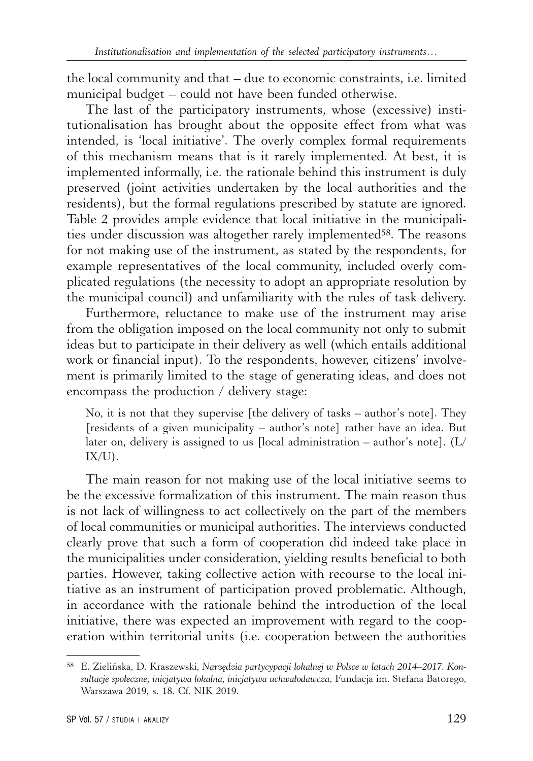the local community and that – due to economic constraints, i.e. limited municipal budget – could not have been funded otherwise.

The last of the participatory instruments, whose (excessive) institutionalisation has brought about the opposite effect from what was intended, is 'local initiative'. The overly complex formal requirements of this mechanism means that is it rarely implemented. At best, it is implemented informally, i.e. the rationale behind this instrument is duly preserved (joint activities undertaken by the local authorities and the residents), but the formal regulations prescribed by statute are ignored. Table 2 provides ample evidence that local initiative in the municipalities under discussion was altogether rarely implemented[58]. The reasons for not making use of the instrument, as stated by the respondents, for example representatives of the local community, included overly complicated regulations (the necessity to adopt an appropriate resolution by the municipal council) and unfamiliarity with the rules of task delivery.

Furthermore, reluctance to make use of the instrument may arise from the obligation imposed on the local community not only to submit ideas but to participate in their delivery as well (which entails additional work or financial input). To the respondents, however, citizens' involvement is primarily limited to the stage of generating ideas, and does not encompass the production / delivery stage:

> No, it is not that they supervise [the delivery of tasks – author's note]. They [residents of a given municipality – author's note] rather have an idea. But later on, delivery is assigned to us [local administration – author's note]. (L/IX/U).

The main reason for not making use of the local initiative seems to be the excessive formalization of this instrument. The main reason thus is not lack of willingness to act collectively on the part of the members of local communities or municipal authorities. The interviews conducted clearly prove that such a form of cooperation did indeed take place in the municipalities under consideration, yielding results beneficial to both parties. However, taking collective action with recourse to the local initiative as an instrument of participation proved problematic. Although, in accordance with the rationale behind the introduction of the local initiative, there was expected an improvement with regard to the cooperation within territorial units (i.e. cooperation between the authorities

---

[58] E. Zielińska, D. Kraszewski, *Narzędzia partycypacji lokalnej w Polsce w latach 2014–2017. Konsultacje społeczne, inicjatywa lokalna, inicjatywa uchwałodawcza*, Fundacja im. Stefana Batorego, Warszawa 2019, s. 18. Cf. NIK 2019.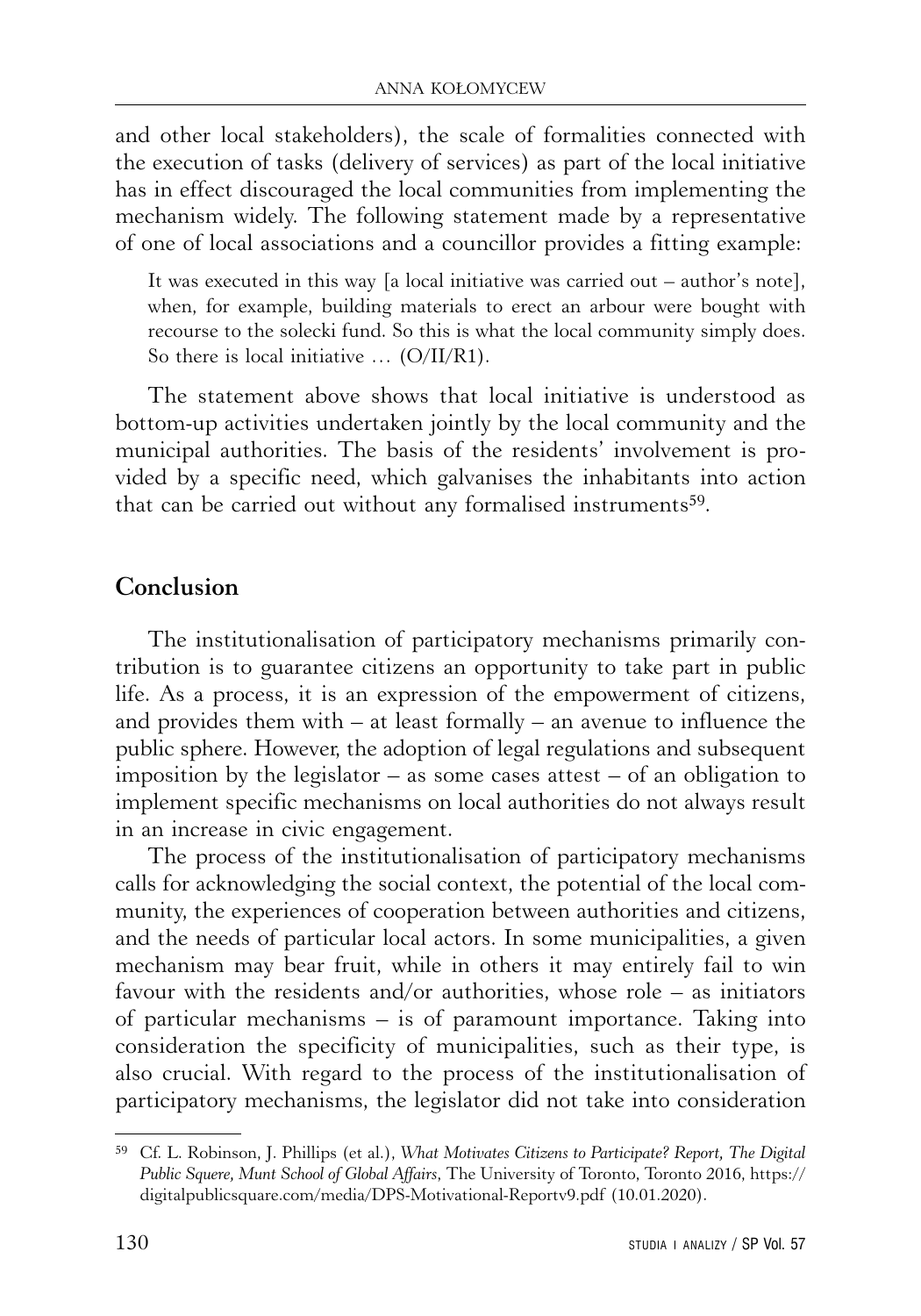and other local stakeholders), the scale of formalities connected with the execution of tasks (delivery of services) as part of the local initiative has in effect discouraged the local communities from implementing the mechanism widely. The following statement made by a representative of one of local associations and a councillor provides a fitting example:

> It was executed in this way [a local initiative was carried out – author's note], when, for example, building materials to erect an arbour were bought with recourse to the solecki fund. So this is what the local community simply does. So there is local initiative … (O/II/R1).

The statement above shows that local initiative is understood as bottom-up activities undertaken jointly by the local community and the municipal authorities. The basis of the residents' involvement is provided by a specific need, which galvanises the inhabitants into action that can be carried out without any formalised instruments[59].

## Conclusion

The institutionalisation of participatory mechanisms primarily contribution is to guarantee citizens an opportunity to take part in public life. As a process, it is an expression of the empowerment of citizens, and provides them with – at least formally – an avenue to influence the public sphere. However, the adoption of legal regulations and subsequent imposition by the legislator – as some cases attest – of an obligation to implement specific mechanisms on local authorities do not always result in an increase in civic engagement.

The process of the institutionalisation of participatory mechanisms calls for acknowledging the social context, the potential of the local community, the experiences of cooperation between authorities and citizens, and the needs of particular local actors. In some municipalities, a given mechanism may bear fruit, while in others it may entirely fail to win favour with the residents and/or authorities, whose role – as initiators of particular mechanisms – is of paramount importance. Taking into consideration the specificity of municipalities, such as their type, is also crucial. With regard to the process of the institutionalisation of participatory mechanisms, the legislator did not take into consideration

---

[59] Cf. L. Robinson, J. Phillips (et al.), *What Motivates Citizens to Participate? Report, The Digital Public Squere, Munt School of Global Affairs*, The University of Toronto, Toronto 2016, https://digitalpublicsquare.com/media/DPS-Motivational-Reportv9.pdf (10.01.2020).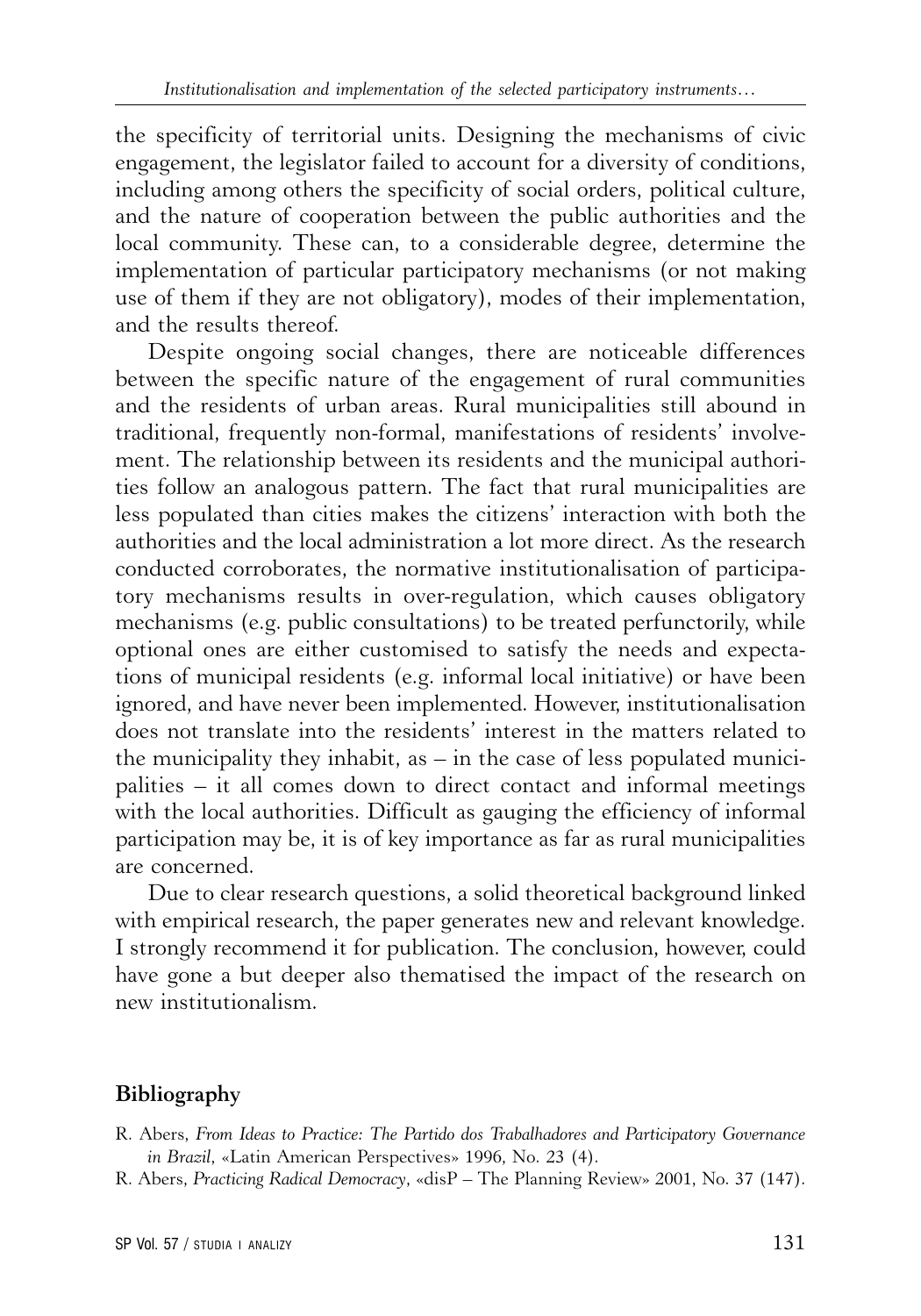the specificity of territorial units. Designing the mechanisms of civic engagement, the legislator failed to account for a diversity of conditions, including among others the specificity of social orders, political culture, and the nature of cooperation between the public authorities and the local community. These can, to a considerable degree, determine the implementation of particular participatory mechanisms (or not making use of them if they are not obligatory), modes of their implementation, and the results thereof.

Despite ongoing social changes, there are noticeable differences between the specific nature of the engagement of rural communities and the residents of urban areas. Rural municipalities still abound in traditional, frequently non-formal, manifestations of residents' involvement. The relationship between its residents and the municipal authorities follow an analogous pattern. The fact that rural municipalities are less populated than cities makes the citizens' interaction with both the authorities and the local administration a lot more direct. As the research conducted corroborates, the normative institutionalisation of participatory mechanisms results in over-regulation, which causes obligatory mechanisms (e.g. public consultations) to be treated perfunctorily, while optional ones are either customised to satisfy the needs and expectations of municipal residents (e.g. informal local initiative) or have been ignored, and have never been implemented. However, institutionalisation does not translate into the residents' interest in the matters related to the municipality they inhabit, as – in the case of less populated municipalities – it all comes down to direct contact and informal meetings with the local authorities. Difficult as gauging the efficiency of informal participation may be, it is of key importance as far as rural municipalities are concerned.

Due to clear research questions, a solid theoretical background linked with empirical research, the paper generates new and relevant knowledge. I strongly recommend it for publication. The conclusion, however, could have gone a but deeper also thematised the impact of the research on new institutionalism.

## Bibliography

R. Abers, *From Ideas to Practice: The Partido dos Trabalhadores and Participatory Governance in Brazil*, «Latin American Perspectives» 1996, No. 23 (4).

R. Abers, *Practicing Radical Democracy*, «disP – The Planning Review» 2001, No. 37 (147).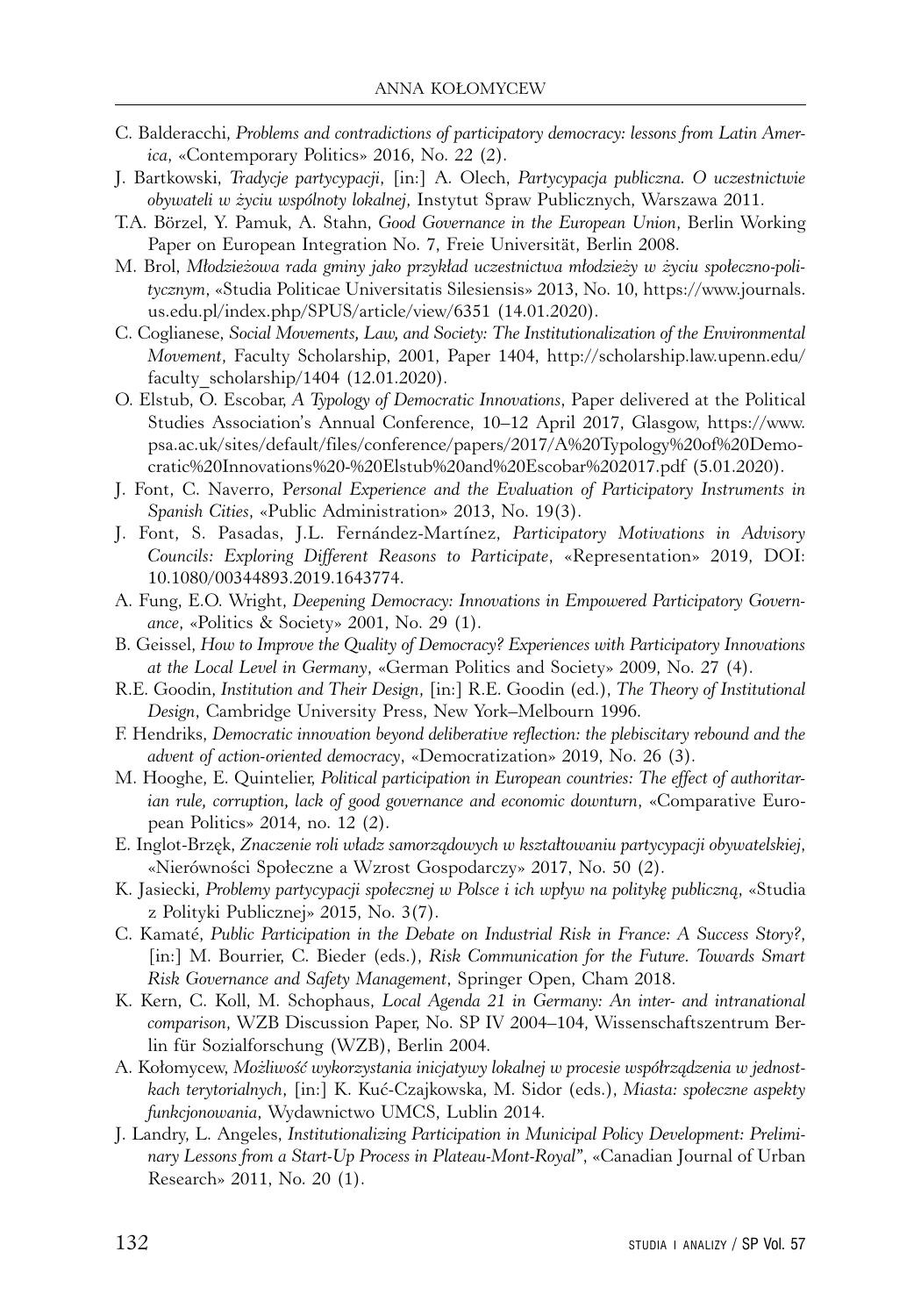C. Balderacchi, *Problems and contradictions of participatory democracy: lessons from Latin America*, «Contemporary Politics» 2016, No. 22 (2).

J. Bartkowski, *Tradycje partycypacji*, [in:] A. Olech, *Partycypacja publiczna. O uczestnictwie obywateli w życiu wspólnoty lokalnej*, Instytut Spraw Publicznych, Warszawa 2011.

T.A. Börzel, Y. Pamuk, A. Stahn, *Good Governance in the European Union*, Berlin Working Paper on European Integration No. 7, Freie Universität, Berlin 2008.

M. Brol, *Młodzieżowa rada gminy jako przykład uczestnictwa młodzieży w życiu społeczno-politycznym*, «Studia Politicae Universitatis Silesiensis» 2013, No. 10, https://www.journals.us.edu.pl/index.php/SPUS/article/view/6351 (14.01.2020).

C. Coglianese, *Social Movements, Law, and Society: The Institutionalization of the Environmental Movement*, Faculty Scholarship, 2001, Paper 1404, http://scholarship.law.upenn.edu/faculty_scholarship/1404 (12.01.2020).

O. Elstub, O. Escobar, *A Typology of Democratic Innovations*, Paper delivered at the Political Studies Association's Annual Conference, 10–12 April 2017, Glasgow, https://www.psa.ac.uk/sites/default/files/conference/papers/2017/A%20Typology%20of%20Democratic%20Innovations%20-%20Elstub%20and%20Escobar%202017.pdf (5.01.2020).

J. Font, C. Naverro, *Personal Experience and the Evaluation of Participatory Instruments in Spanish Cities*, «Public Administration» 2013, No. 19(3).

J. Font, S. Pasadas, J.L. Fernández-Martínez, *Participatory Motivations in Advisory Councils: Exploring Different Reasons to Participate*, «Representation» 2019, DOI: 10.1080/00344893.2019.1643774.

A. Fung, E.O. Wright, *Deepening Democracy: Innovations in Empowered Participatory Governance*, «Politics & Society» 2001, No. 29 (1).

B. Geissel, *How to Improve the Quality of Democracy? Experiences with Participatory Innovations at the Local Level in Germany*, «German Politics and Society» 2009, No. 27 (4).

R.E. Goodin, *Institution and Their Design*, [in:] R.E. Goodin (ed.), *The Theory of Institutional Design*, Cambridge University Press, New York–Melbourn 1996.

F. Hendriks, *Democratic innovation beyond deliberative reflection: the plebiscitary rebound and the advent of action-oriented democracy*, «Democratization» 2019, No. 26 (3).

M. Hooghe, E. Quintelier, *Political participation in European countries: The effect of authoritarian rule, corruption, lack of good governance and economic downturn*, «Comparative European Politics» 2014, no. 12 (2).

E. Inglot-Brzęk, *Znaczenie roli władz samorządowych w kształtowaniu partycypacji obywatelskiej*, «Nierówności Społeczne a Wzrost Gospodarczy» 2017, No. 50 (2).

K. Jasiecki, *Problemy partycypacji społecznej w Polsce i ich wpływ na politykę publiczną*, «Studia z Polityki Publicznej» 2015, No. 3(7).

C. Kamaté, *Public Participation in the Debate on Industrial Risk in France: A Success Story?*, [in:] M. Bourrier, C. Bieder (eds.), *Risk Communication for the Future. Towards Smart Risk Governance and Safety Management*, Springer Open, Cham 2018.

K. Kern, C. Koll, M. Schophaus, *Local Agenda 21 in Germany: An inter- and intranational comparison*, WZB Discussion Paper, No. SP IV 2004–104, Wissenschaftszentrum Berlin für Sozialforschung (WZB), Berlin 2004.

A. Kołomycew, *Możliwość wykorzystania inicjatywy lokalnej w procesie współrządzenia w jednostkach terytorialnych*, [in:] K. Kuć-Czajkowska, M. Sidor (eds.), *Miasta: społeczne aspekty funkcjonowania*, Wydawnictwo UMCS, Lublin 2014.

J. Landry, L. Angeles, *Institutionalizing Participation in Municipal Policy Development: Preliminary Lessons from a Start-Up Process in Plateau-Mont-Royal"*, «Canadian Journal of Urban Research» 2011, No. 20 (1).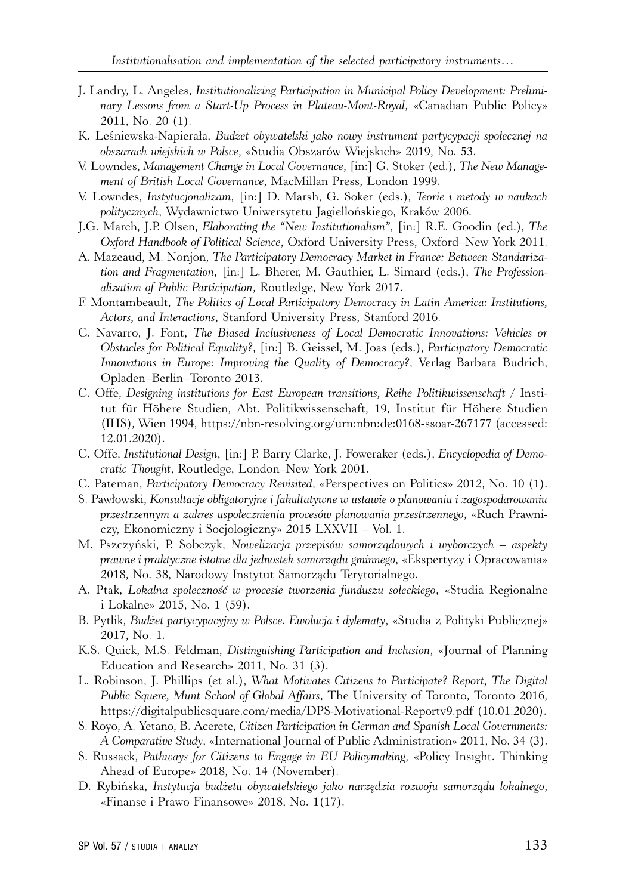J. Landry, L. Angeles, *Institutionalizing Participation in Municipal Policy Development: Preliminary Lessons from a Start-Up Process in Plateau-Mont-Royal*, «Canadian Public Policy» 2011, No. 20 (1).

K. Leśniewska-Napierała, *Budżet obywatelski jako nowy instrument partycypacji społecznej na obszarach wiejskich w Polsce*, «Studia Obszarów Wiejskich» 2019, No. 53.

V. Lowndes, *Management Change in Local Governance*, [in:] G. Stoker (ed.), *The New Management of British Local Governance*, MacMillan Press, London 1999.

V. Lowndes, *Instytucjonalizam*, [in:] D. Marsh, G. Soker (eds.), *Teorie i metody w naukach politycznych*, Wydawnictwo Uniwersytetu Jagiellońskiego, Kraków 2006.

J.G. March, J.P. Olsen, *Elaborating the "New Institutionalism"*, [in:] R.E. Goodin (ed.), *The Oxford Handbook of Political Science*, Oxford University Press, Oxford–New York 2011.

A. Mazeaud, M. Nonjon, *The Participatory Democracy Market in France: Between Standarization and Fragmentation*, [in:] L. Bherer, M. Gauthier, L. Simard (eds.), *The Professionalization of Public Participation*, Routledge, New York 2017.

F. Montambeault, *The Politics of Local Participatory Democracy in Latin America: Institutions, Actors, and Interactions*, Stanford University Press, Stanford 2016.

C. Navarro, J. Font, *The Biased Inclusiveness of Local Democratic Innovations: Vehicles or Obstacles for Political Equality?*, [in:] B. Geissel, M. Joas (eds.), *Participatory Democratic Innovations in Europe: Improving the Quality of Democracy?*, Verlag Barbara Budrich, Opladen–Berlin–Toronto 2013.

C. Offe, *Designing institutions for East European transitions, Reihe Politikwissenschaft* / Institut für Höhere Studien, Abt. Politikwissenschaft, 19, Institut für Höhere Studien (IHS), Wien 1994, https://nbn-resolving.org/urn:nbn:de:0168-ssoar-267177 (accessed: 12.01.2020).

C. Offe, *Institutional Design*, [in:] P. Barry Clarke, J. Foweraker (eds.), *Encyclopedia of Democratic Thought*, Routledge, London–New York 2001.

C. Pateman, *Participatory Democracy Revisited*, «Perspectives on Politics» 2012, No. 10 (1).

S. Pawłowski, *Konsultacje obligatoryjne i fakultatywne w ustawie o planowaniu i zagospodarowaniu przestrzennym a zakres uspołecznienia procesów planowania przestrzennego*, «Ruch Prawniczy, Ekonomiczny i Socjologiczny» 2015 LXXVII – Vol. 1.

M. Pszczyński, P. Sobczyk, *Nowelizacja przepisów samorządowych i wyborczych – aspekty prawne i praktyczne istotne dla jednostek samorządu gminnego*, «Ekspertyzy i Opracowania» 2018, No. 38, Narodowy Instytut Samorządu Terytorialnego.

A. Ptak, *Lokalna społeczność w procesie tworzenia funduszu sołeckiego*, «Studia Regionalne i Lokalne» 2015, No. 1 (59).

B. Pytlik, *Budżet partycypacyjny w Polsce. Ewolucja i dylematy*, «Studia z Polityki Publicznej» 2017, No. 1.

K.S. Quick, M.S. Feldman, *Distinguishing Participation and Inclusion*, «Journal of Planning Education and Research» 2011, No. 31 (3).

L. Robinson, J. Phillips (et al.), *What Motivates Citizens to Participate? Report, The Digital Public Squere, Munt School of Global Affairs*, The University of Toronto, Toronto 2016, https://digitalpublicsquare.com/media/DPS-Motivational-Reportv9.pdf (10.01.2020).

S. Royo, A. Yetano, B. Acerete, *Citizen Participation in German and Spanish Local Governments: A Comparative Study*, «International Journal of Public Administration» 2011, No. 34 (3).

S. Russack, *Pathways for Citizens to Engage in EU Policymaking*, «Policy Insight. Thinking Ahead of Europe» 2018, No. 14 (November).

D. Rybińska, *Instytucja budżetu obywatelskiego jako narzędzia rozwoju samorządu lokalnego*, «Finanse i Prawo Finansowe» 2018, No. 1(17).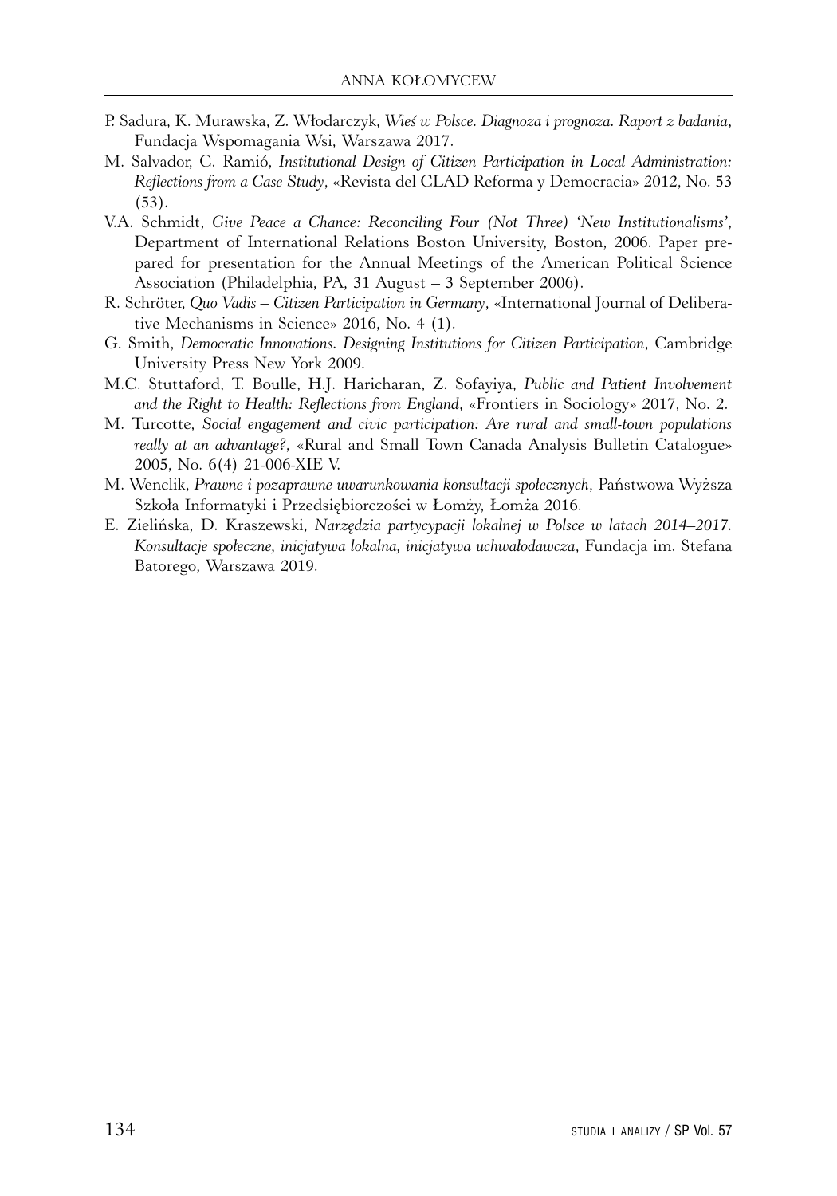P. Sadura, K. Murawska, Z. Włodarczyk, *Wieś w Polsce. Diagnoza i prognoza. Raport z badania*, Fundacja Wspomagania Wsi, Warszawa 2017.

M. Salvador, C. Ramió, *Institutional Design of Citizen Participation in Local Administration: Reflections from a Case Study*, «Revista del CLAD Reforma y Democracia» 2012, No. 53 (53).

V.A. Schmidt, *Give Peace a Chance: Reconciling Four (Not Three) 'New Institutionalisms'*, Department of International Relations Boston University, Boston, 2006. Paper prepared for presentation for the Annual Meetings of the American Political Science Association (Philadelphia, PA, 31 August – 3 September 2006).

R. Schröter, *Quo Vadis – Citizen Participation in Germany*, «International Journal of Deliberative Mechanisms in Science» 2016, No. 4 (1).

G. Smith, *Democratic Innovations. Designing Institutions for Citizen Participation*, Cambridge University Press New York 2009.

M.C. Stuttaford, T. Boulle, H.J. Haricharan, Z. Sofayiya, *Public and Patient Involvement and the Right to Health: Reflections from England*, «Frontiers in Sociology» 2017, No. 2.

M. Turcotte, *Social engagement and civic participation: Are rural and small-town populations really at an advantage?*, «Rural and Small Town Canada Analysis Bulletin Catalogue» 2005, No. 6(4) 21-006-XIE V.

M. Wenclik, *Prawne i pozaprawne uwarunkowania konsultacji społecznych*, Państwowa Wyższa Szkoła Informatyki i Przedsiębiorczości w Łomży, Łomża 2016.

E. Zielińska, D. Kraszewski, *Narzędzia partycypacji lokalnej w Polsce w latach 2014–2017. Konsultacje społeczne, inicjatywa lokalna, inicjatywa uchwałodawcza*, Fundacja im. Stefana Batorego, Warszawa 2019.